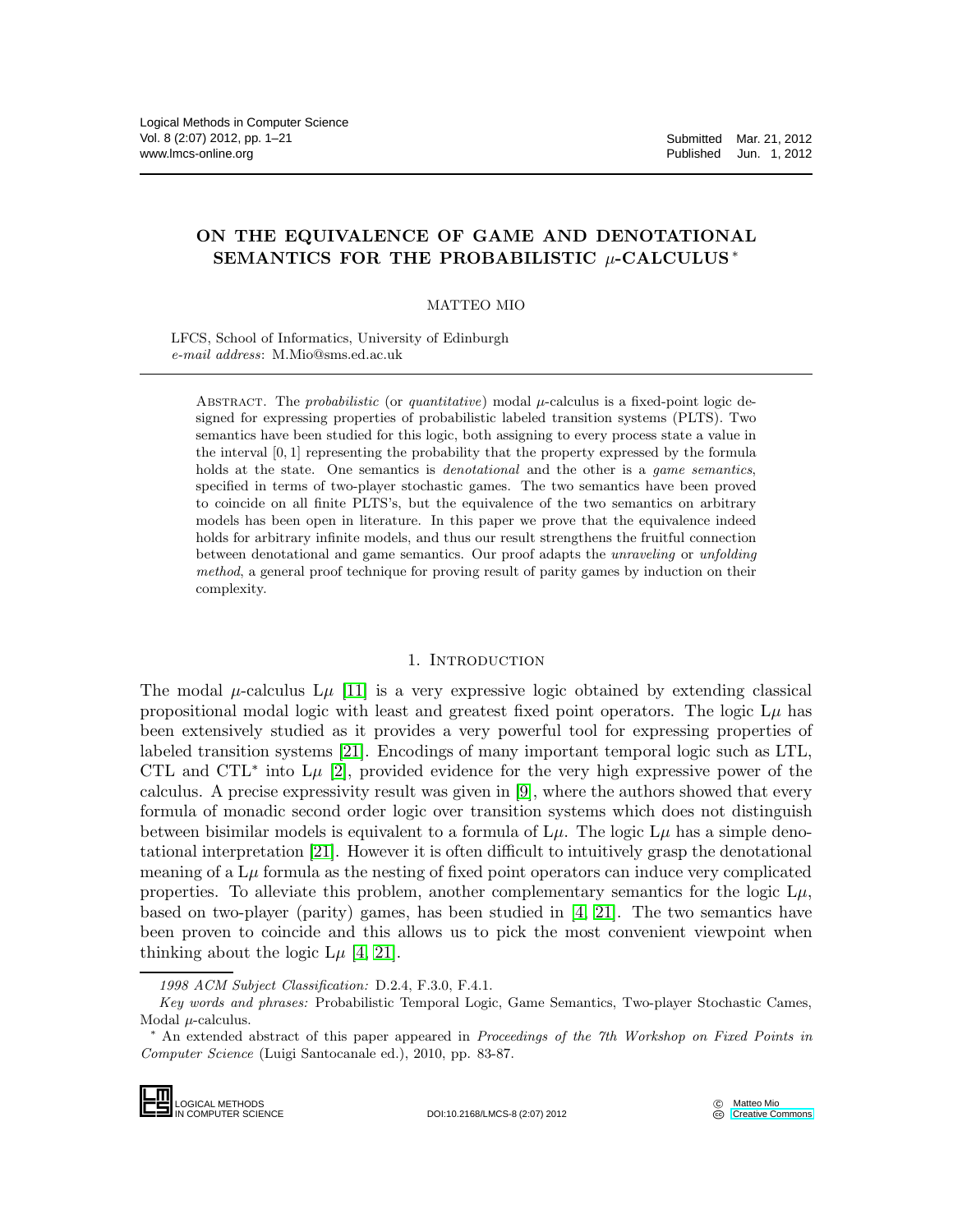# ON THE EQUIVALENCE OF GAME AND DENOTATIONAL SEMANTICS FOR THE PROBABILISTIC $\mu$-CALCULUS *

MATTEO MIO

LFCS, School of Informatics, University of Edinburgh
*e-mail address*: M.Mio@sms.ed.ac.uk

ABSTRACT. The *probabilistic* (or *quantitative*) modal $\mu$-calculus is a fixed-point logic designed for expressing properties of probabilistic labeled transition systems (PLTS). Two semantics have been studied for this logic, both assigning to every process state a value in the interval $[0, 1]$ representing the probability that the property expressed by the formula holds at the state. One semantics is *denotational* and the other is a *game semantics*, specified in terms of two-player stochastic games. The two semantics have been proved to coincide on all finite PLTS's, but the equivalence of the two semantics on arbitrary models has been open in literature. In this paper we prove that the equivalence indeed holds for arbitrary infinite models, and thus our result strengthens the fruitful connection between denotational and game semantics. Our proof adapts the *unraveling* or *unfolding method*, a general proof technique for proving result of parity games by induction on their complexity.

## 1. Introduction

The modal $\mu$-calculus L$\mu$ [11] is a very expressive logic obtained by extending classical propositional modal logic with least and greatest fixed point operators. The logic L$\mu$ has been extensively studied as it provides a very powerful tool for expressing properties of labeled transition systems [21]. Encodings of many important temporal logic such as LTL, CTL and CTL$^*$ into L$\mu$ [2], provided evidence for the very high expressive power of the calculus. A precise expressivity result was given in [9], where the authors showed that every formula of monadic second order logic over transition systems which does not distinguish between bisimilar models is equivalent to a formula of L$\mu$. The logic L$\mu$ has a simple denotational interpretation [21]. However it is often difficult to intuitively grasp the denotational meaning of a L$\mu$ formula as the nesting of fixed point operators can induce very complicated properties. To alleviate this problem, another complementary semantics for the logic L$\mu$, based on two-player (parity) games, has been studied in [4, 21]. The two semantics have been proven to coincide and this allows us to pick the most convenient viewpoint when thinking about the logic L$\mu$ [4, 21].

*1998 ACM Subject Classification:* D.2.4, F.3.0, F.4.1.

*Key words and phrases:* Probabilistic Temporal Logic, Game Semantics, Two-player Stochastic Cames, Modal $\mu$-calculus.

\* An extended abstract of this paper appeared in *Proceedings of the 7th Workshop on Fixed Points in Computer Science* (Luigi Santocanale ed.), 2010, pp. 83-87.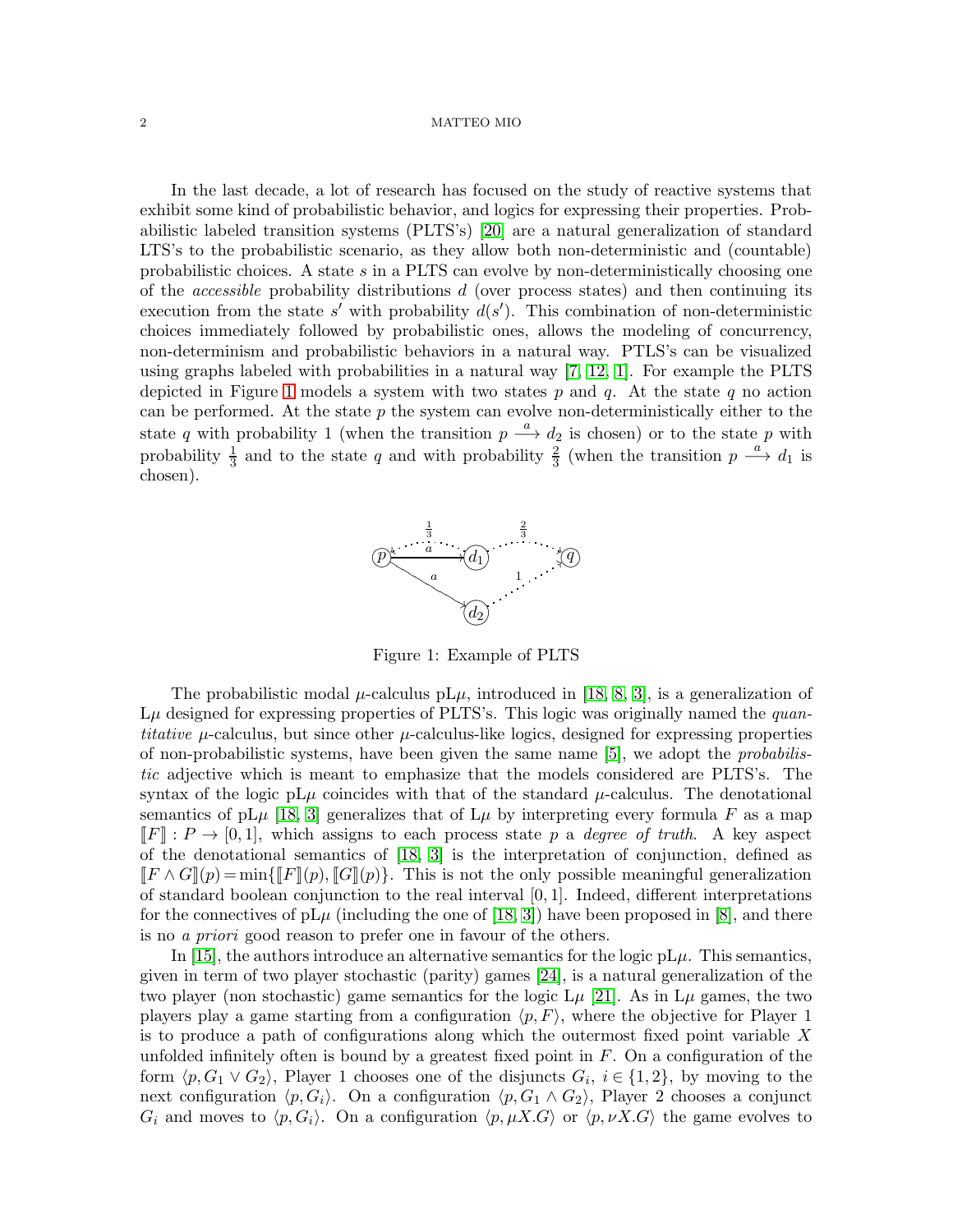In the last decade, a lot of research has focused on the study of reactive systems that exhibit some kind of probabilistic behavior, and logics for expressing their properties. Probabilistic labeled transition systems (PLTS's) [20] are a natural generalization of standard LTS's to the probabilistic scenario, as they allow both non-deterministic and (countable) probabilistic choices. A state $s$ in a PLTS can evolve by non-deterministically choosing one of the *accessible* probability distributions $d$ (over process states) and then continuing its execution from the state $s'$ with probability $d(s')$. This combination of non-deterministic choices immediately followed by probabilistic ones, allows the modeling of concurrency, non-determinism and probabilistic behaviors in a natural way. PTLS's can be visualized using graphs labeled with probabilities in a natural way [7, 12, 1]. For example the PLTS depicted in Figure 1 models a system with two states $p$ and $q$. At the state $q$ no action can be performed. At the state $p$ the system can evolve non-deterministically either to the state $q$ with probability 1 (when the transition $p \xrightarrow{a} d_2$ is chosen) or to the state $p$ with probability $\frac{1}{3}$ and to the state $q$ and with probability $\frac{2}{3}$ (when the transition $p \xrightarrow{a} d_1$ is chosen).

Figure 1: Example of PLTS

The probabilistic modal $\mu$-calculus pL$\mu$, introduced in [18, 8, 3], is a generalization of L$\mu$ designed for expressing properties of PLTS's. This logic was originally named the *quantitative* $\mu$-calculus, but since other $\mu$-calculus-like logics, designed for expressing properties of non-probabilistic systems, have been given the same name [5], we adopt the *probabilistic* adjective which is meant to emphasize that the models considered are PLTS's. The syntax of the logic pL$\mu$ coincides with that of the standard $\mu$-calculus. The denotational semantics of pL$\mu$ [18, 3] generalizes that of L$\mu$ by interpreting every formula $F$ as a map $\llbracket F \rrbracket : P \to [0,1]$, which assigns to each process state $p$ a *degree of truth*. A key aspect of the denotational semantics of [18, 3] is the interpretation of conjunction, defined as $\llbracket F \wedge G \rrbracket(p) = \min\{\llbracket F \rrbracket(p), \llbracket G \rrbracket(p)\}$. This is not the only possible meaningful generalization of standard boolean conjunction to the real interval $[0,1]$. Indeed, different interpretations for the connectives of pL$\mu$ (including the one of [18, 3]) have been proposed in [8], and there is no *a priori* good reason to prefer one in favour of the others.

In [15], the authors introduce an alternative semantics for the logic pL$\mu$. This semantics, given in term of two player stochastic (parity) games [24], is a natural generalization of the two player (non stochastic) game semantics for the logic L$\mu$ [21]. As in L$\mu$ games, the two players play a game starting from a configuration $\langle p, F \rangle$, where the objective for Player 1 is to produce a path of configurations along which the outermost fixed point variable $X$ unfolded infinitely often is bound by a greatest fixed point in $F$. On a configuration of the form $\langle p, G_1 \vee G_2 \rangle$, Player 1 chooses one of the disjuncts $G_i$, $i \in \{1, 2\}$, by moving to the next configuration $\langle p, G_i \rangle$. On a configuration $\langle p, G_1 \wedge G_2 \rangle$, Player 2 chooses a conjunct $G_i$ and moves to $\langle p, G_i \rangle$. On a configuration $\langle p, \mu X.G \rangle$ or $\langle p, \nu X.G \rangle$ the game evolves to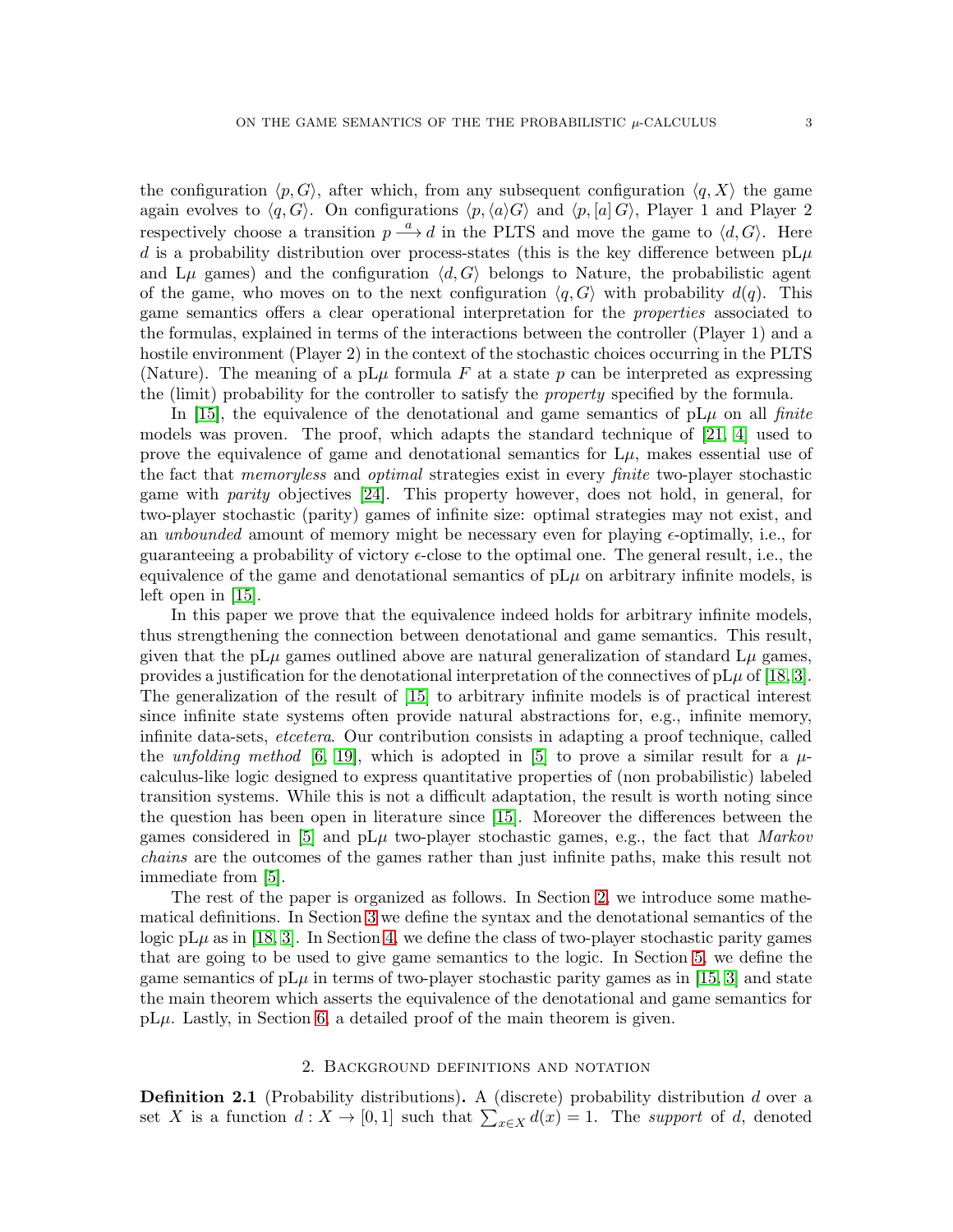the configuration $\langle p, G\rangle$, after which, from any subsequent configuration $\langle q, X\rangle$ the game again evolves to $\langle q, G\rangle$. On configurations $\langle p, \langle a\rangle G\rangle$ and $\langle p, [a]\, G\rangle$, Player 1 and Player 2 respectively choose a transition $p \xrightarrow{a} d$ in the PLTS and move the game to $\langle d, G\rangle$. Here $d$ is a probability distribution over process-states (this is the key difference between pL$\mu$ and L$\mu$ games) and the configuration $\langle d, G\rangle$ belongs to Nature, the probabilistic agent of the game, who moves on to the next configuration $\langle q, G\rangle$ with probability $d(q)$. This game semantics offers a clear operational interpretation for the *properties* associated to the formulas, explained in terms of the interactions between the controller (Player 1) and a hostile environment (Player 2) in the context of the stochastic choices occurring in the PLTS (Nature). The meaning of a pL$\mu$ formula $F$ at a state $p$ can be interpreted as expressing the (limit) probability for the controller to satisfy the *property* specified by the formula.

In [15], the equivalence of the denotational and game semantics of pL$\mu$ on all *finite* models was proven. The proof, which adapts the standard technique of [21, 4] used to prove the equivalence of game and denotational semantics for L$\mu$, makes essential use of the fact that *memoryless* and *optimal* strategies exist in every *finite* two-player stochastic game with *parity* objectives [24]. This property however, does not hold, in general, for two-player stochastic (parity) games of infinite size: optimal strategies may not exist, and an *unbounded* amount of memory might be necessary even for playing $\epsilon$-optimally, i.e., for guaranteeing a probability of victory $\epsilon$-close to the optimal one. The general result, i.e., the equivalence of the game and denotational semantics of pL$\mu$ on arbitrary infinite models, is left open in [15].

In this paper we prove that the equivalence indeed holds for arbitrary infinite models, thus strengthening the connection between denotational and game semantics. This result, given that the pL$\mu$ games outlined above are natural generalization of standard L$\mu$ games, provides a justification for the denotational interpretation of the connectives of pL$\mu$ of [18, 3]. The generalization of the result of [15] to arbitrary infinite models is of practical interest since infinite state systems often provide natural abstractions for, e.g., infinite memory, infinite data-sets, *etcetera*. Our contribution consists in adapting a proof technique, called the *unfolding method* [6, 19], which is adopted in [5] to prove a similar result for a $\mu$-calculus-like logic designed to express quantitative properties of (non probabilistic) labeled transition systems. While this is not a difficult adaptation, the result is worth noting since the question has been open in literature since [15]. Moreover the differences between the games considered in [5] and pL$\mu$ two-player stochastic games, e.g., the fact that *Markov chains* are the outcomes of the games rather than just infinite paths, make this result not immediate from [5].

The rest of the paper is organized as follows. In Section 2, we introduce some mathematical definitions. In Section 3 we define the syntax and the denotational semantics of the logic pL$\mu$ as in [18, 3]. In Section 4, we define the class of two-player stochastic parity games that are going to be used to give game semantics to the logic. In Section 5, we define the game semantics of pL$\mu$ in terms of two-player stochastic parity games as in [15, 3] and state the main theorem which asserts the equivalence of the denotational and game semantics for pL$\mu$. Lastly, in Section 6, a detailed proof of the main theorem is given.

## 2. Background definitions and notation

**Definition 2.1** (Probability distributions)**.** A (discrete) probability distribution $d$ over a set $X$ is a function $d : X \to [0, 1]$ such that $\sum_{x\in X} d(x) = 1$. The *support* of $d$, denoted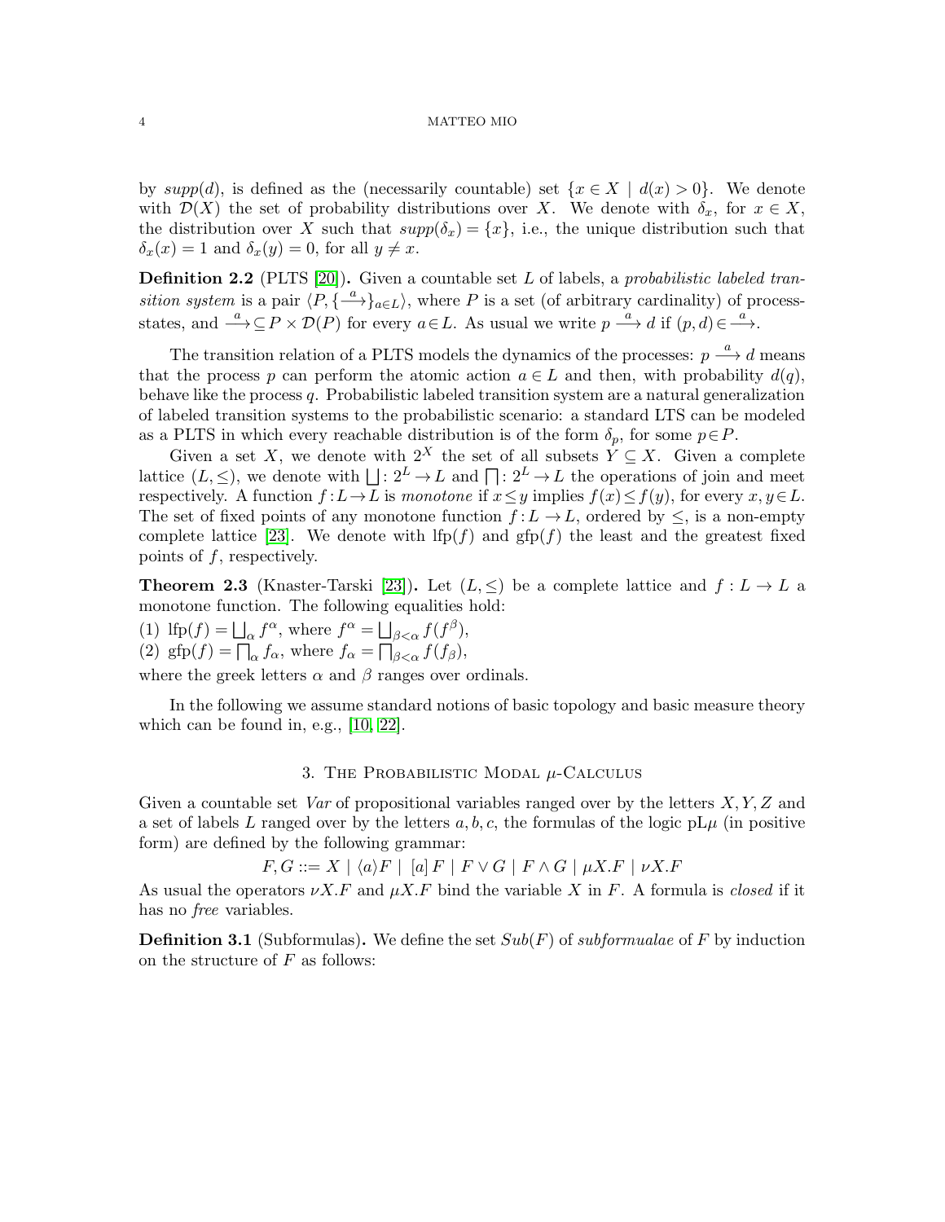by *supp*(d), is defined as the (necessarily countable) set $\{x \in X \mid d(x) > 0\}$. We denote with $\mathcal{D}(X)$ the set of probability distributions over $X$. We denote with $\delta_x$, for $x \in X$, the distribution over $X$ such that $supp(\delta_x) = \{x\}$, i.e., the unique distribution such that $\delta_x(x) = 1$ and $\delta_x(y) = 0$, for all $y \neq x$.

**Definition 2.2** (PLTS [20])**.** Given a countable set $L$ of labels, a *probabilistic labeled transition system* is a pair $\langle P, \{\xrightarrow{a}\}_{a \in L}\rangle$, where $P$ is a set (of arbitrary cardinality) of process-states, and $\xrightarrow{a} \subseteq P \times \mathcal{D}(P)$ for every $a \in L$. As usual we write $p \xrightarrow{a} d$ if $(p, d) \in \xrightarrow{a}$.

The transition relation of a PLTS models the dynamics of the processes: $p \xrightarrow{a} d$ means that the process $p$ can perform the atomic action $a \in L$ and then, with probability $d(q)$, behave like the process $q$. Probabilistic labeled transition system are a natural generalization of labeled transition systems to the probabilistic scenario: a standard LTS can be modeled as a PLTS in which every reachable distribution is of the form $\delta_p$, for some $p \in P$.

Given a set $X$, we denote with $2^X$ the set of all subsets $Y \subseteq X$. Given a complete lattice $(L, \leq)$, we denote with $\bigsqcup : 2^L \to L$ and $\bigsqcap : 2^L \to L$ the operations of join and meet respectively. A function $f : L \to L$ is *monotone* if $x \leq y$ implies $f(x) \leq f(y)$, for every $x, y \in L$. The set of fixed points of any monotone function $f : L \to L$, ordered by $\leq$, is a non-empty complete lattice [23]. We denote with $\mathrm{lfp}(f)$ and $\mathrm{gfp}(f)$ the least and the greatest fixed points of $f$, respectively.

**Theorem 2.3** (Knaster-Tarski [23])**.** Let $(L, \leq)$ be a complete lattice and $f : L \to L$ a monotone function. The following equalities hold:
(1) $\mathrm{lfp}(f) = \bigsqcup_\alpha f^\alpha$, where $f^\alpha = \bigsqcup_{\beta < \alpha} f(f^\beta)$,
(2) $\mathrm{gfp}(f) = \bigsqcap_\alpha f_\alpha$, where $f_\alpha = \bigsqcap_{\beta < \alpha} f(f_\beta)$,
where the greek letters $\alpha$ and $\beta$ ranges over ordinals.

In the following we assume standard notions of basic topology and basic measure theory which can be found in, e.g., [10, 22].

## 3. The Probabilistic Modal $\mu$-Calculus

Given a countable set *Var* of propositional variables ranged over by the letters $X, Y, Z$ and a set of labels $L$ ranged over by the letters $a, b, c$, the formulas of the logic pL$\mu$ (in positive form) are defined by the following grammar:

$$F, G ::= X \mid \langle a \rangle F \mid [a]\, F \mid F \vee G \mid F \wedge G \mid \mu X.F \mid \nu X.F$$

As usual the operators $\nu X.F$ and $\mu X.F$ bind the variable $X$ in $F$. A formula is *closed* if it has no *free* variables.

**Definition 3.1** (Subformulas)**.** We define the set $Sub(F)$ of *subformualae* of $F$ by induction on the structure of $F$ as follows: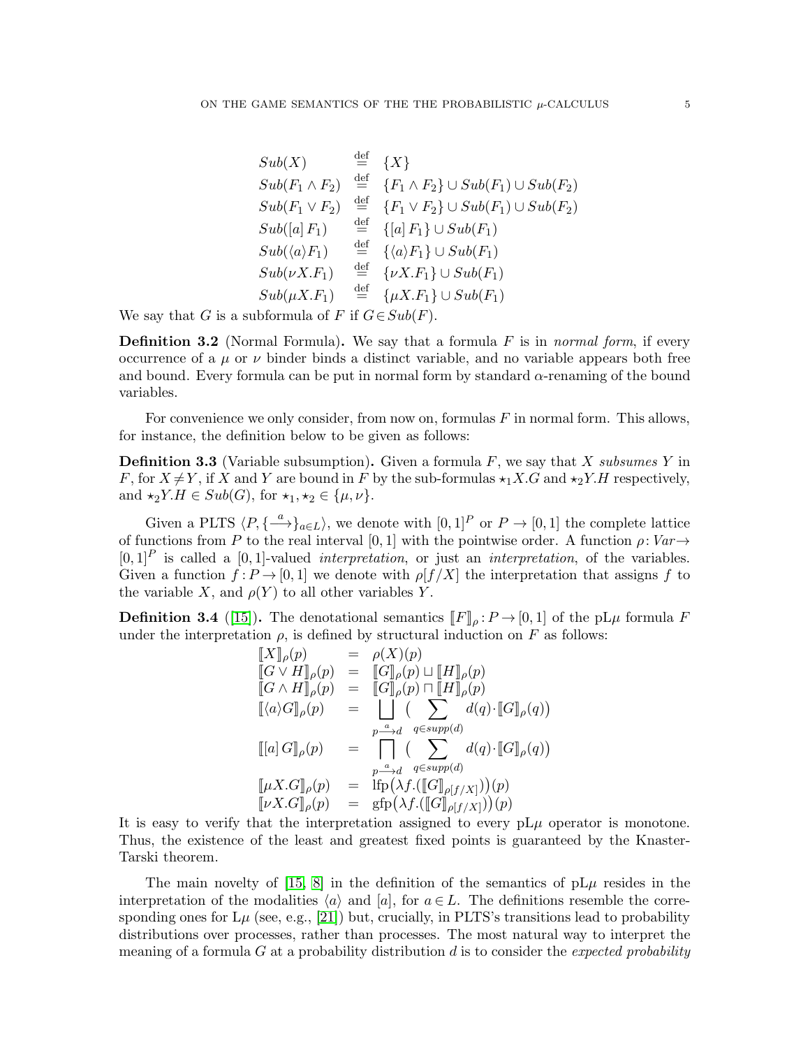$$
\begin{array}{lcl}
Sub(X) & \stackrel{\text{def}}{=} & \{X\} \\
Sub(F_1 \wedge F_2) & \stackrel{\text{def}}{=} & \{F_1 \wedge F_2\} \cup Sub(F_1) \cup Sub(F_2) \\
Sub(F_1 \vee F_2) & \stackrel{\text{def}}{=} & \{F_1 \vee F_2\} \cup Sub(F_1) \cup Sub(F_2) \\
Sub([a]\, F_1) & \stackrel{\text{def}}{=} & \{[a]\, F_1\} \cup Sub(F_1) \\
Sub(\langle a \rangle F_1) & \stackrel{\text{def}}{=} & \{\langle a \rangle F_1\} \cup Sub(F_1) \\
Sub(\nu X.F_1) & \stackrel{\text{def}}{=} & \{\nu X.F_1\} \cup Sub(F_1) \\
Sub(\mu X.F_1) & \stackrel{\text{def}}{=} & \{\mu X.F_1\} \cup Sub(F_1)
\end{array}
$$

We say that $G$ is a subformula of $F$ if $G \in Sub(F)$.

**Definition 3.2** (Normal Formula)**.** We say that a formula $F$ is in *normal form*, if every occurrence of a $\mu$ or $\nu$ binder binds a distinct variable, and no variable appears both free and bound. Every formula can be put in normal form by standard $\alpha$-renaming of the bound variables.

For convenience we only consider, from now on, formulas $F$ in normal form. This allows, for instance, the definition below to be given as follows:

**Definition 3.3** (Variable subsumption)**.** Given a formula $F$, we say that $X$ *subsumes* $Y$ in $F$, for $X \neq Y$, if $X$ and $Y$ are bound in $F$ by the sub-formulas $\star_1 X.G$ and $\star_2 Y.H$ respectively, and $\star_2 Y.H \in Sub(G)$, for $\star_1, \star_2 \in \{\mu, \nu\}$.

Given a PLTS $\langle P, \{\stackrel{a}{\longrightarrow}\}_{a \in L}\rangle$, we denote with $[0,1]^P$ or $P \to [0,1]$ the complete lattice of functions from $P$ to the real interval $[0,1]$ with the pointwise order. A function $\rho \colon Var \to [0,1]^P$ is called a $[0,1]$-valued *interpretation*, or just an *interpretation*, of the variables. Given a function $f : P \to [0,1]$ we denote with $\rho[f/X]$ the interpretation that assigns $f$ to the variable $X$, and $\rho(Y)$ to all other variables $Y$.

**Definition 3.4** ([15])**.** The denotational semantics $\llbracket F \rrbracket_\rho : P \to [0,1]$ of the pL$\mu$ formula $F$ under the interpretation $\rho$, is defined by structural induction on $F$ as follows:

$$
\begin{array}{lcl}
\llbracket X \rrbracket_\rho(p) & = & \rho(X)(p) \\
\llbracket G \vee H \rrbracket_\rho(p) & = & \llbracket G \rrbracket_\rho(p) \sqcup \llbracket H \rrbracket_\rho(p) \\
\llbracket G \wedge H \rrbracket_\rho(p) & = & \llbracket G \rrbracket_\rho(p) \sqcap \llbracket H \rrbracket_\rho(p) \\
\llbracket \langle a \rangle G \rrbracket_\rho(p) & = & \displaystyle\bigsqcup_{p \stackrel{a}{\longrightarrow} d} \Big( \sum_{q \in supp(d)} d(q) \cdot \llbracket G \rrbracket_\rho(q) \Big) \\
\llbracket [a]\, G \rrbracket_\rho(p) & = & \displaystyle\bigsqcap_{p \stackrel{a}{\longrightarrow} d} \Big( \sum_{q \in supp(d)} d(q) \cdot \llbracket G \rrbracket_\rho(q) \Big) \\
\llbracket \mu X.G \rrbracket_\rho(p) & = & \text{lfp}\big(\lambda f.(\llbracket G \rrbracket_{\rho[f/X]})\big)(p) \\
\llbracket \nu X.G \rrbracket_\rho(p) & = & \text{gfp}\big(\lambda f.(\llbracket G \rrbracket_{\rho[f/X]})\big)(p)
\end{array}
$$

It is easy to verify that the interpretation assigned to every pL$\mu$ operator is monotone. Thus, the existence of the least and greatest fixed points is guaranteed by the Knaster-Tarski theorem.

The main novelty of [15, 8] in the definition of the semantics of pL$\mu$ resides in the interpretation of the modalities $\langle a \rangle$ and $[a]$, for $a \in L$. The definitions resemble the corresponding ones for L$\mu$ (see, e.g., [21]) but, crucially, in PLTS's transitions lead to probability distributions over processes, rather than processes. The most natural way to interpret the meaning of a formula $G$ at a probability distribution $d$ is to consider the *expected probability*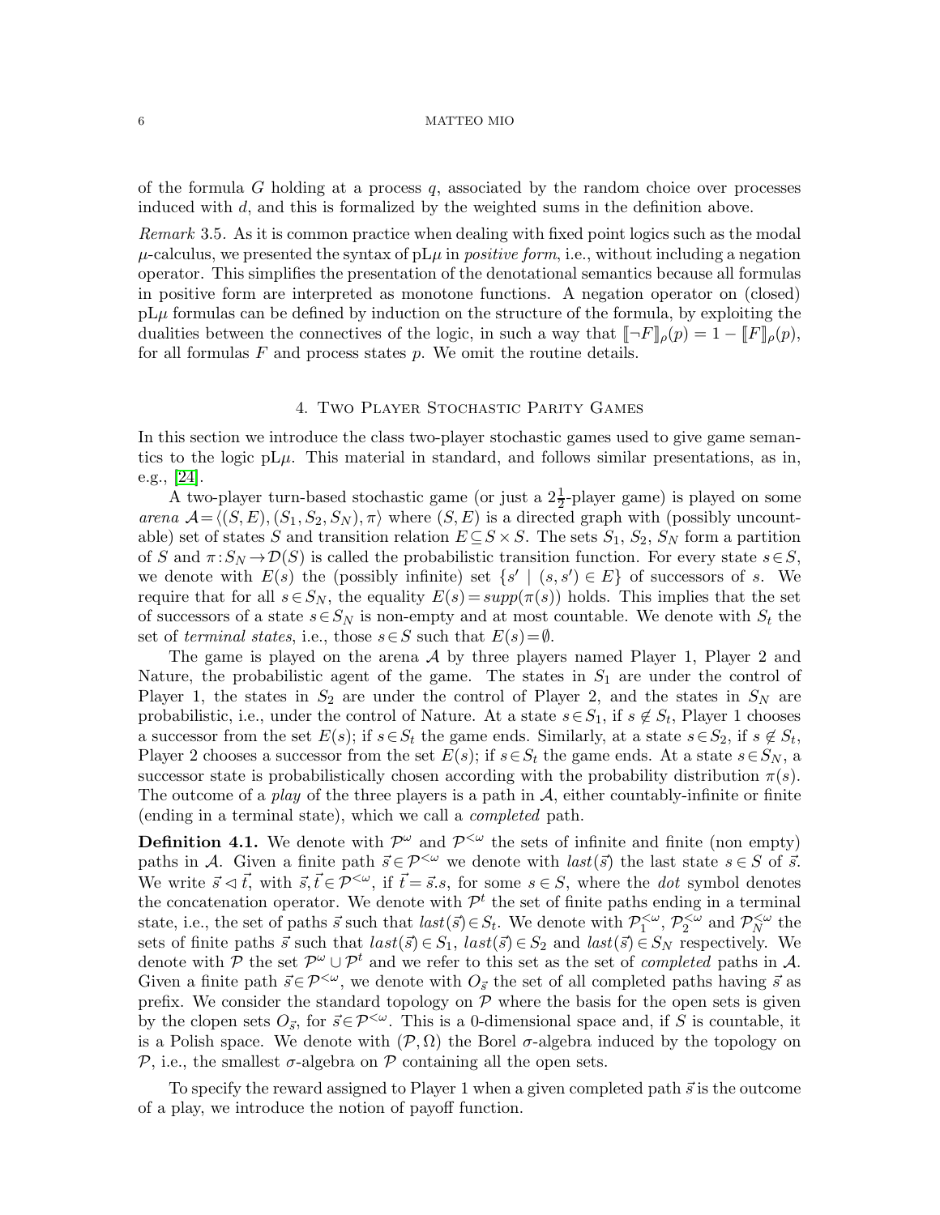of the formula $G$ holding at a process $q$, associated by the random choice over processes induced with $d$, and this is formalized by the weighted sums in the definition above.

*Remark* 3.5. As it is common practice when dealing with fixed point logics such as the modal $\mu$-calculus, we presented the syntax of pL$\mu$ in *positive form*, i.e., without including a negation operator. This simplifies the presentation of the denotational semantics because all formulas in positive form are interpreted as monotone functions. A negation operator on (closed) pL$\mu$ formulas can be defined by induction on the structure of the formula, by exploiting the dualities between the connectives of the logic, in such a way that $[\![\neg F]\!]_\rho(p) = 1 - [\![F]\!]_\rho(p)$, for all formulas $F$ and process states $p$. We omit the routine details.

## 4. Two Player Stochastic Parity Games

In this section we introduce the class two-player stochastic games used to give game semantics to the logic pL$\mu$. This material in standard, and follows similar presentations, as in, e.g., [24].

A two-player turn-based stochastic game (or just a $2\frac{1}{2}$-player game) is played on some *arena* $\mathcal{A} = \langle (S,E), (S_1, S_2, S_N), \pi \rangle$ where $(S,E)$ is a directed graph with (possibly uncountable) set of states $S$ and transition relation $E \subseteq S \times S$. The sets $S_1$, $S_2$, $S_N$ form a partition of $S$ and $\pi : S_N \to \mathcal{D}(S)$ is called the probabilistic transition function. For every state $s \in S$, we denote with $E(s)$ the (possibly infinite) set $\{s' \mid (s,s') \in E\}$ of successors of $s$. We require that for all $s \in S_N$, the equality $E(s) = supp(\pi(s))$ holds. This implies that the set of successors of a state $s \in S_N$ is non-empty and at most countable. We denote with $S_t$ the set of *terminal states*, i.e., those $s \in S$ such that $E(s) = \emptyset$.

The game is played on the arena $\mathcal{A}$ by three players named Player 1, Player 2 and Nature, the probabilistic agent of the game. The states in $S_1$ are under the control of Player 1, the states in $S_2$ are under the control of Player 2, and the states in $S_N$ are probabilistic, i.e., under the control of Nature. At a state $s \in S_1$, if $s \notin S_t$, Player 1 chooses a successor from the set $E(s)$; if $s \in S_t$ the game ends. Similarly, at a state $s \in S_2$, if $s \notin S_t$, Player 2 chooses a successor from the set $E(s)$; if $s \in S_t$ the game ends. At a state $s \in S_N$, a successor state is probabilistically chosen according with the probability distribution $\pi(s)$. The outcome of a *play* of the three players is a path in $\mathcal{A}$, either countably-infinite or finite (ending in a terminal state), which we call a *completed* path.

**Definition 4.1.** We denote with $\mathcal{P}^\omega$ and $\mathcal{P}^{<\omega}$ the sets of infinite and finite (non empty) paths in $\mathcal{A}$. Given a finite path $\vec{s} \in \mathcal{P}^{<\omega}$ we denote with $last(\vec{s})$ the last state $s \in S$ of $\vec{s}$. We write $\vec{s} \lhd \vec{t}$, with $\vec{s}, \vec{t} \in \mathcal{P}^{<\omega}$, if $\vec{t} = \vec{s}.s$, for some $s \in S$, where the *dot* symbol denotes the concatenation operator. We denote with $\mathcal{P}^t$ the set of finite paths ending in a terminal state, i.e., the set of paths $\vec{s}$ such that $last(\vec{s}) \in S_t$. We denote with $\mathcal{P}^{<\omega}_1$, $\mathcal{P}^{<\omega}_2$ and $\mathcal{P}^{<\omega}_N$ the sets of finite paths $\vec{s}$ such that $last(\vec{s}) \in S_1$, $last(\vec{s}) \in S_2$ and $last(\vec{s}) \in S_N$ respectively. We denote with $\mathcal{P}$ the set $\mathcal{P}^\omega \cup \mathcal{P}^t$ and we refer to this set as the set of *completed* paths in $\mathcal{A}$. Given a finite path $\vec{s} \in \mathcal{P}^{<\omega}$, we denote with $O_{\vec{s}}$ the set of all completed paths having $\vec{s}$ as prefix. We consider the standard topology on $\mathcal{P}$ where the basis for the open sets is given by the clopen sets $O_{\vec{s}}$, for $\vec{s} \in \mathcal{P}^{<\omega}$. This is a 0-dimensional space and, if $S$ is countable, it is a Polish space. We denote with $(\mathcal{P}, \Omega)$ the Borel $\sigma$-algebra induced by the topology on $\mathcal{P}$, i.e., the smallest $\sigma$-algebra on $\mathcal{P}$ containing all the open sets.

To specify the reward assigned to Player 1 when a given completed path $\vec{s}$ is the outcome of a play, we introduce the notion of payoff function.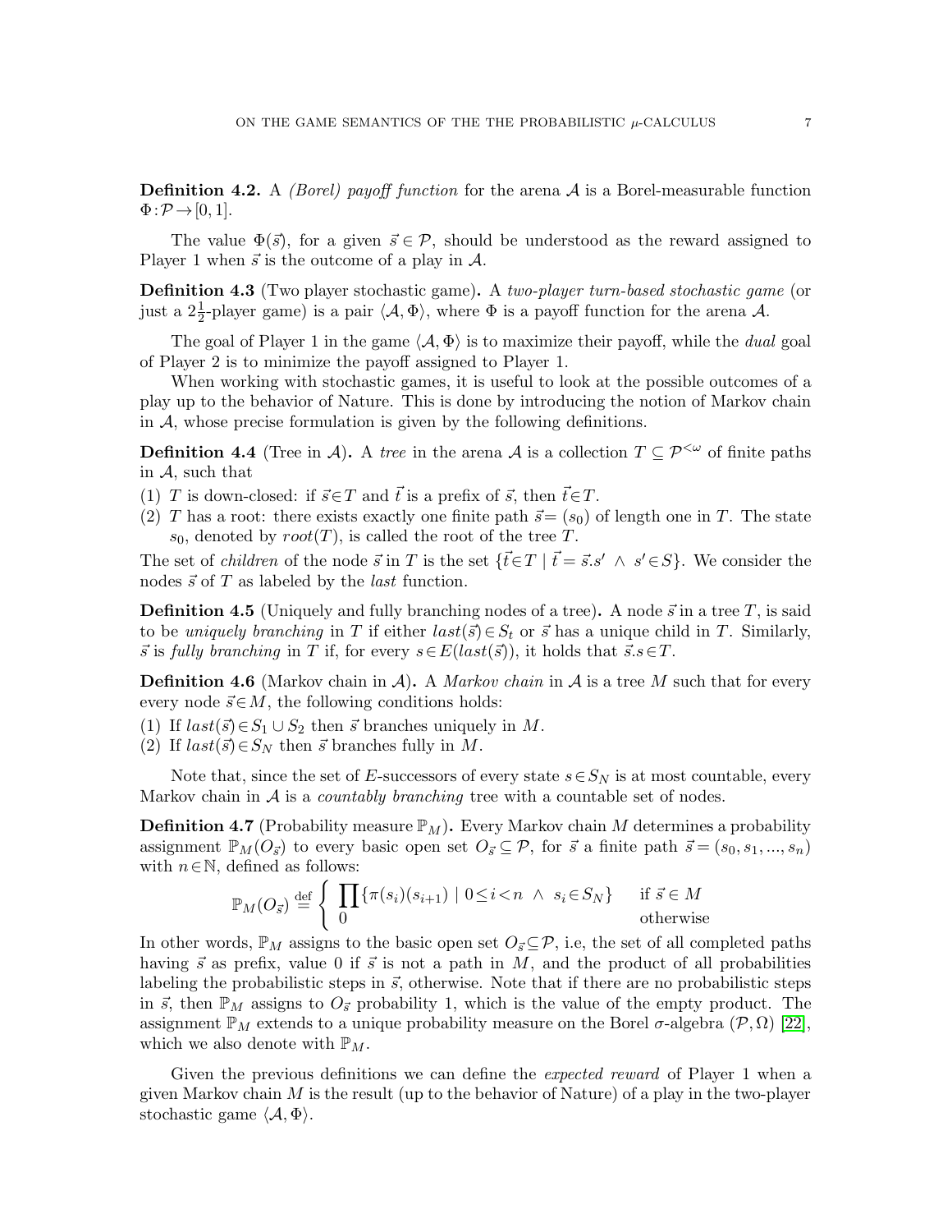**Definition 4.2.** A *(Borel) payoff function* for the arena $\mathcal{A}$ is a Borel-measurable function $\Phi : \mathcal{P} \to [0,1]$.

The value $\Phi(\vec{s})$, for a given $\vec{s} \in \mathcal{P}$, should be understood as the reward assigned to Player 1 when $\vec{s}$ is the outcome of a play in $\mathcal{A}$.

**Definition 4.3** (Two player stochastic game)**.** A *two-player turn-based stochastic game* (or just a $2\frac{1}{2}$-player game) is a pair $\langle \mathcal{A}, \Phi \rangle$, where $\Phi$ is a payoff function for the arena $\mathcal{A}$.

The goal of Player 1 in the game $\langle \mathcal{A}, \Phi \rangle$ is to maximize their payoff, while the *dual* goal of Player 2 is to minimize the payoff assigned to Player 1.

When working with stochastic games, it is useful to look at the possible outcomes of a play up to the behavior of Nature. This is done by introducing the notion of Markov chain in $\mathcal{A}$, whose precise formulation is given by the following definitions.

**Definition 4.4** (Tree in $\mathcal{A}$)**.** A *tree* in the arena $\mathcal{A}$ is a collection $T \subseteq \mathcal{P}^{<\omega}$ of finite paths in $\mathcal{A}$, such that

(1) $T$ is down-closed: if $\vec{s} \in T$ and $\vec{t}$ is a prefix of $\vec{s}$, then $\vec{t} \in T$.
(2) $T$ has a root: there exists exactly one finite path $\vec{s} = (s_0)$ of length one in $T$. The state $s_0$, denoted by $root(T)$, is called the root of the tree $T$.

The set of *children* of the node $\vec{s}$ in $T$ is the set $\{\vec{t} \in T \mid \vec{t} = \vec{s}.s' \ \wedge \ s' \in S\}$. We consider the nodes $\vec{s}$ of $T$ as labeled by the *last* function.

**Definition 4.5** (Uniquely and fully branching nodes of a tree)**.** A node $\vec{s}$ in a tree $T$, is said to be *uniquely branching* in $T$ if either $last(\vec{s}) \in S_t$ or $\vec{s}$ has a unique child in $T$. Similarly, $\vec{s}$ is *fully branching* in $T$ if, for every $s \in E(last(\vec{s}))$, it holds that $\vec{s}.s \in T$.

**Definition 4.6** (Markov chain in $\mathcal{A}$)**.** A *Markov chain* in $\mathcal{A}$ is a tree $M$ such that for every every node $\vec{s} \in M$, the following conditions holds:

(1) If $last(\vec{s}) \in S_1 \cup S_2$ then $\vec{s}$ branches uniquely in $M$.
(2) If $last(\vec{s}) \in S_N$ then $\vec{s}$ branches fully in $M$.

Note that, since the set of $E$-successors of every state $s \in S_N$ is at most countable, every Markov chain in $\mathcal{A}$ is a *countably branching* tree with a countable set of nodes.

**Definition 4.7** (Probability measure $\mathbb{P}_M$)**.** Every Markov chain $M$ determines a probability assignment $\mathbb{P}_M(O_{\vec{s}})$ to every basic open set $O_{\vec{s}} \subseteq \mathcal{P}$, for $\vec{s}$ a finite path $\vec{s} = (s_0, s_1, ..., s_n)$ with $n \in \mathbb{N}$, defined as follows:

$$\mathbb{P}_M(O_{\vec{s}}) \stackrel{\text{def}}{=} \begin{cases} \prod\{\pi(s_i)(s_{i+1}) \mid 0 \leq i < n \ \wedge \ s_i \in S_N\} & \text{if } \vec{s} \in M \\ 0 & \text{otherwise} \end{cases}$$

In other words, $\mathbb{P}_M$ assigns to the basic open set $O_{\vec{s}} \subseteq \mathcal{P}$, i.e, the set of all completed paths having $\vec{s}$ as prefix, value 0 if $\vec{s}$ is not a path in $M$, and the product of all probabilities labeling the probabilistic steps in $\vec{s}$, otherwise. Note that if there are no probabilistic steps in $\vec{s}$, then $\mathbb{P}_M$ assigns to $O_{\vec{s}}$ probability 1, which is the value of the empty product. The assignment $\mathbb{P}_M$ extends to a unique probability measure on the Borel $\sigma$-algebra $(\mathcal{P}, \Omega)$ [22], which we also denote with $\mathbb{P}_M$.

Given the previous definitions we can define the *expected reward* of Player 1 when a given Markov chain $M$ is the result (up to the behavior of Nature) of a play in the two-player stochastic game $\langle \mathcal{A}, \Phi \rangle$.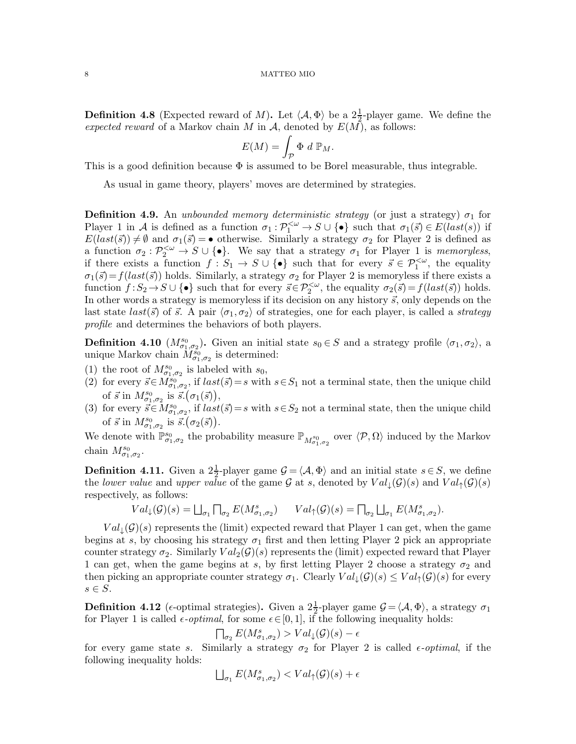**Definition 4.8** (Expected reward of $M$)**.** Let $\langle \mathcal{A}, \Phi\rangle$ be a $2\frac{1}{2}$-player game. We define the *expected reward* of a Markov chain $M$ in $\mathcal{A}$, denoted by $E(M)$, as follows:

$$E(M) = \int_{\mathcal{P}} \Phi \; d\, \mathbb{P}_M.$$

This is a good definition because $\Phi$ is assumed to be Borel measurable, thus integrable.

As usual in game theory, players' moves are determined by strategies.

**Definition 4.9.** An *unbounded memory deterministic strategy* (or just a strategy) $\sigma_1$ for Player 1 in $\mathcal{A}$ is defined as a function $\sigma_1 : \mathcal{P}_1^{<\omega} \to S \cup \{\bullet\}$ such that $\sigma_1(\vec{s}) \in E(last(\vec{s}))$ if $E(last(\vec{s})) \neq \emptyset$ and $\sigma_1(\vec{s}) = \bullet$ otherwise. Similarly a strategy $\sigma_2$ for Player 2 is defined as a function $\sigma_2 : \mathcal{P}_2^{<\omega} \to S \cup \{\bullet\}$. We say that a strategy $\sigma_1$ for Player 1 is *memoryless*, if there exists a function $f : S_1 \to S \cup \{\bullet\}$ such that for every $\vec{s} \in \mathcal{P}_1^{<\omega}$, the equality $\sigma_1(\vec{s}) = f(last(\vec{s}))$ holds. Similarly, a strategy $\sigma_2$ for Player 2 is memoryless if there exists a function $f : S_2 \to S \cup \{\bullet\}$ such that for every $\vec{s} \in \mathcal{P}_2^{<\omega}$, the equality $\sigma_2(\vec{s}) = f(last(\vec{s}))$ holds. In other words a strategy is memoryless if its decision on any history $\vec{s}$, only depends on the last state $last(\vec{s})$ of $\vec{s}$. A pair $\langle \sigma_1, \sigma_2\rangle$ of strategies, one for each player, is called a *strategy profile* and determines the behaviors of both players.

**Definition 4.10** ($M^{s_0}_{\sigma_1,\sigma_2}$)**.** Given an initial state $s_0 \in S$ and a strategy profile $\langle \sigma_1, \sigma_2\rangle$, a unique Markov chain $M^{s_0}_{\sigma_1,\sigma_2}$ is determined:

(1) the root of $M^{s_0}_{\sigma_1,\sigma_2}$ is labeled with $s_0$,
(2) for every $\vec{s} \in M^{s_0}_{\sigma_1,\sigma_2}$, if $last(\vec{s}) = s$ with $s \in S_1$ not a terminal state, then the unique child of $\vec{s}$ in $M^{s_0}_{\sigma_1,\sigma_2}$ is $\vec{s}.\big(\sigma_1(\vec{s})\big)$,
(3) for every $\vec{s} \in M^{s_0}_{\sigma_1,\sigma_2}$, if $last(\vec{s}) = s$ with $s \in S_2$ not a terminal state, then the unique child of $\vec{s}$ in $M^{s_0}_{\sigma_1,\sigma_2}$ is $\vec{s}.\big(\sigma_2(\vec{s})\big)$.

We denote with $\mathbb{P}^{s_0}_{\sigma_1,\sigma_2}$ the probability measure $\mathbb{P}_{M^{s_0}_{\sigma_1,\sigma_2}}$ over $\langle \mathcal{P}, \Omega\rangle$ induced by the Markov chain $M^{s_0}_{\sigma_1,\sigma_2}$.

**Definition 4.11.** Given a $2\frac{1}{2}$-player game $\mathcal{G} = \langle \mathcal{A}, \Phi\rangle$ and an initial state $s \in S$, we define the *lower value* and *upper value* of the game $\mathcal{G}$ at $s$, denoted by $Val_{\downarrow}(\mathcal{G})(s)$ and $Val_{\uparrow}(\mathcal{G})(s)$ respectively, as follows:

$$Val_{\downarrow}(\mathcal{G})(s) = \bigsqcup_{\sigma_1} \bigsqcap_{\sigma_2} E(M^s_{\sigma_1,\sigma_2}) \qquad Val_{\uparrow}(\mathcal{G})(s) = \bigsqcap_{\sigma_2} \bigsqcup_{\sigma_1} E(M^s_{\sigma_1,\sigma_2}).$$

$Val_{\downarrow}(\mathcal{G})(s)$ represents the (limit) expected reward that Player 1 can get, when the game begins at $s$, by choosing his strategy $\sigma_1$ first and then letting Player 2 pick an appropriate counter strategy $\sigma_2$. Similarly $Val_2(\mathcal{G})(s)$ represents the (limit) expected reward that Player 1 can get, when the game begins at $s$, by first letting Player 2 choose a strategy $\sigma_2$ and then picking an appropriate counter strategy $\sigma_1$. Clearly $Val_{\downarrow}(\mathcal{G})(s) \leq Val_{\uparrow}(\mathcal{G})(s)$ for every $s \in S$.

**Definition 4.12** ($\epsilon$-optimal strategies)**.** Given a $2\frac{1}{2}$-player game $\mathcal{G} = \langle \mathcal{A}, \Phi\rangle$, a strategy $\sigma_1$ for Player 1 is called *$\epsilon$-optimal*, for some $\epsilon \in [0, 1]$, if the following inequality holds:

$$\bigsqcap_{\sigma_2} E(M^s_{\sigma_1,\sigma_2}) > Val_{\downarrow}(\mathcal{G})(s) - \epsilon$$

for every game state $s$. Similarly a strategy $\sigma_2$ for Player 2 is called *$\epsilon$-optimal*, if the following inequality holds:

$$\bigsqcup_{\sigma_1} E(M^s_{\sigma_1,\sigma_2}) < Val_{\uparrow}(\mathcal{G})(s) + \epsilon$$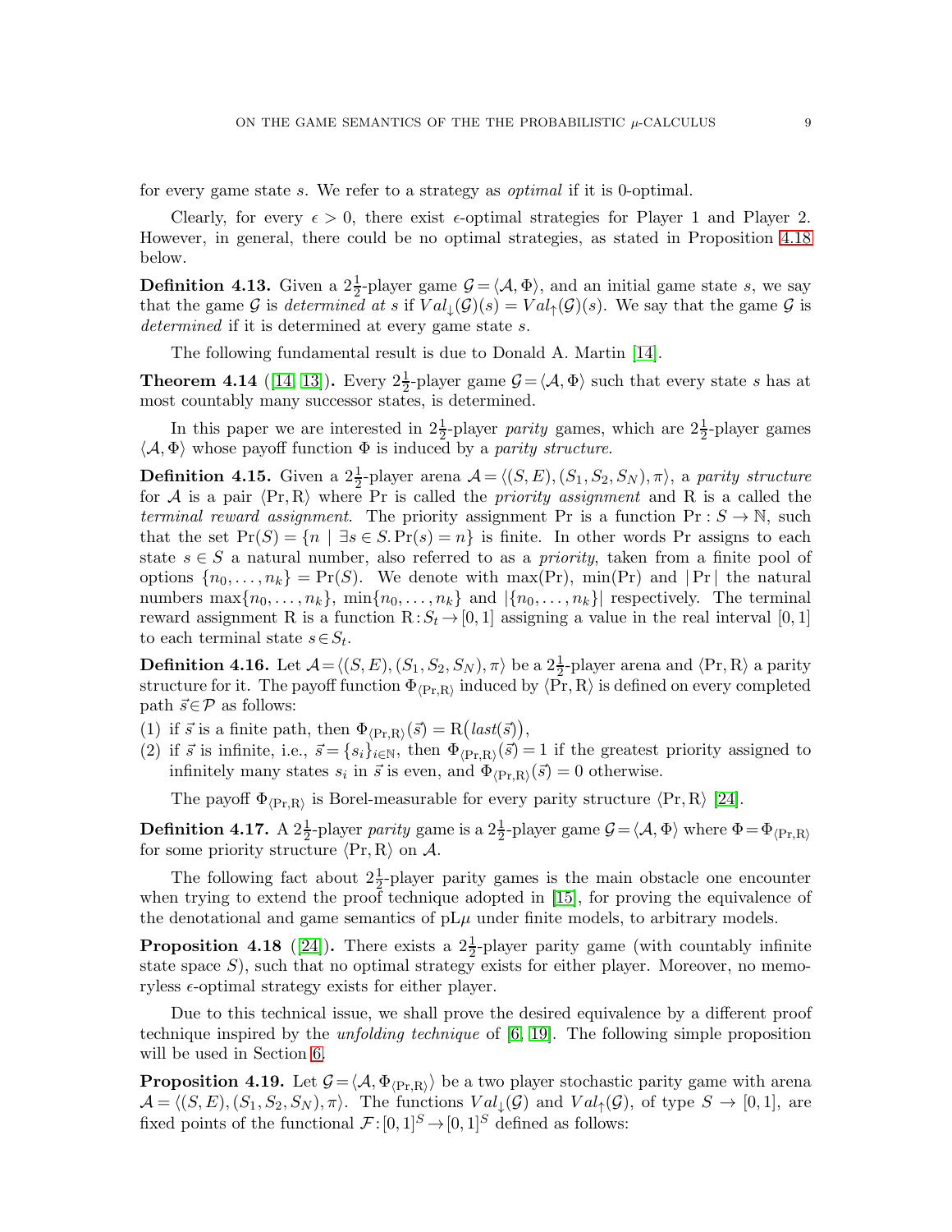for every game state $s$. We refer to a strategy as *optimal* if it is 0-optimal.

Clearly, for every $\epsilon > 0$, there exist $\epsilon$-optimal strategies for Player 1 and Player 2. However, in general, there could be no optimal strategies, as stated in Proposition 4.18 below.

**Definition 4.13.** Given a $2\frac{1}{2}$-player game $\mathcal{G} = \langle \mathcal{A}, \Phi \rangle$, and an initial game state $s$, we say that the game $\mathcal{G}$ is *determined at* $s$ if $Val_{\downarrow}(\mathcal{G})(s) = Val_{\uparrow}(\mathcal{G})(s)$. We say that the game $\mathcal{G}$ is *determined* if it is determined at every game state $s$.

The following fundamental result is due to Donald A. Martin [14].

**Theorem 4.14** ([14, 13])**.** Every $2\frac{1}{2}$-player game $\mathcal{G} = \langle \mathcal{A}, \Phi \rangle$ such that every state $s$ has at most countably many successor states, is determined.

In this paper we are interested in $2\frac{1}{2}$-player *parity* games, which are $2\frac{1}{2}$-player games $\langle \mathcal{A}, \Phi \rangle$ whose payoff function $\Phi$ is induced by a *parity structure*.

**Definition 4.15.** Given a $2\frac{1}{2}$-player arena $\mathcal{A} = \langle (S, E), (S_1, S_2, S_N), \pi \rangle$, a *parity structure* for $\mathcal{A}$ is a pair $\langle \mathrm{Pr}, \mathrm{R} \rangle$ where Pr is called the *priority assignment* and R is a called the *terminal reward assignment*. The priority assignment Pr is a function $\mathrm{Pr} : S \to \mathbb{N}$, such that the set $\mathrm{Pr}(S) = \{n \mid \exists s \in S. \mathrm{Pr}(s) = n\}$ is finite. In other words Pr assigns to each state $s \in S$ a natural number, also referred to as a *priority*, taken from a finite pool of options $\{n_0, \dots, n_k\} = \mathrm{Pr}(S)$. We denote with $\max(\mathrm{Pr})$, $\min(\mathrm{Pr})$ and $|\mathrm{Pr}|$ the natural numbers $\max\{n_0, \dots, n_k\}$, $\min\{n_0, \dots, n_k\}$ and $|\{n_0, \dots, n_k\}|$ respectively. The terminal reward assignment R is a function $\mathrm{R} : S_t \to [0, 1]$ assigning a value in the real interval $[0, 1]$ to each terminal state $s \in S_t$.

**Definition 4.16.** Let $\mathcal{A} = \langle (S, E), (S_1, S_2, S_N), \pi \rangle$ be a $2\frac{1}{2}$-player arena and $\langle \mathrm{Pr}, \mathrm{R} \rangle$ a parity structure for it. The payoff function $\Phi_{\langle \mathrm{Pr}, \mathrm{R} \rangle}$ induced by $\langle \mathrm{Pr}, \mathrm{R} \rangle$ is defined on every completed path $\vec{s} \in \mathcal{P}$ as follows:

(1) if $\vec{s}$ is a finite path, then $\Phi_{\langle \mathrm{Pr}, \mathrm{R} \rangle}(\vec{s}) = \mathrm{R}\big(last(\vec{s})\big)$,
(2) if $\vec{s}$ is infinite, i.e., $\vec{s} = \{s_i\}_{i \in \mathbb{N}}$, then $\Phi_{\langle \mathrm{Pr}, \mathrm{R} \rangle}(\vec{s}) = 1$ if the greatest priority assigned to infinitely many states $s_i$ in $\vec{s}$ is even, and $\Phi_{\langle \mathrm{Pr}, \mathrm{R} \rangle}(\vec{s}) = 0$ otherwise.

The payoff $\Phi_{\langle \mathrm{Pr}, \mathrm{R} \rangle}$ is Borel-measurable for every parity structure $\langle \mathrm{Pr}, \mathrm{R} \rangle$ [24].

**Definition 4.17.** A $2\frac{1}{2}$-player *parity* game is a $2\frac{1}{2}$-player game $\mathcal{G} = \langle \mathcal{A}, \Phi \rangle$ where $\Phi = \Phi_{\langle \mathrm{Pr}, \mathrm{R} \rangle}$ for some priority structure $\langle \mathrm{Pr}, \mathrm{R} \rangle$ on $\mathcal{A}$.

The following fact about $2\frac{1}{2}$-player parity games is the main obstacle one encounter when trying to extend the proof technique adopted in [15], for proving the equivalence of the denotational and game semantics of pL$\mu$ under finite models, to arbitrary models.

**Proposition 4.18** ([24])**.** There exists a $2\frac{1}{2}$-player parity game (with countably infinite state space $S$), such that no optimal strategy exists for either player. Moreover, no memoryless $\epsilon$-optimal strategy exists for either player.

Due to this technical issue, we shall prove the desired equivalence by a different proof technique inspired by the *unfolding technique* of [6, 19]. The following simple proposition will be used in Section 6.

**Proposition 4.19.** Let $\mathcal{G} = \langle \mathcal{A}, \Phi_{\langle \mathrm{Pr}, \mathrm{R} \rangle} \rangle$ be a two player stochastic parity game with arena $\mathcal{A} = \langle (S, E), (S_1, S_2, S_N), \pi \rangle$. The functions $Val_{\downarrow}(\mathcal{G})$ and $Val_{\uparrow}(\mathcal{G})$, of type $S \to [0, 1]$, are fixed points of the functional $\mathcal{F} : [0, 1]^S \to [0, 1]^S$ defined as follows: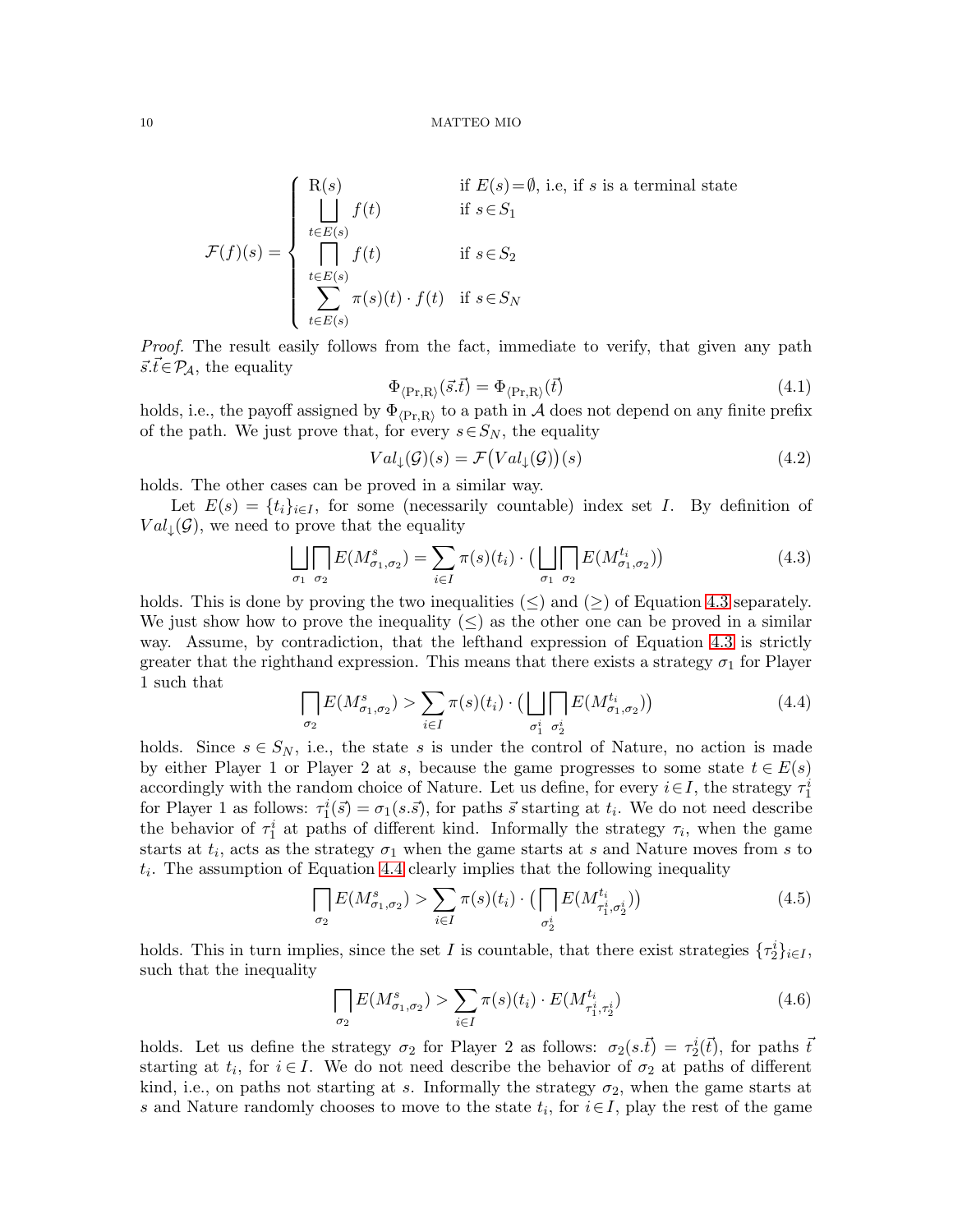$$\mathcal{F}(f)(s) = \begin{cases} \mathrm{R}(s) & \text{if } E(s)\!=\!\emptyset \text{, i.e, if } s \text{ is a terminal state} \\ \displaystyle\bigsqcup_{t\in E(s)} f(t) & \text{if } s\!\in\! S_1 \\ \displaystyle\bigsqcap_{t\in E(s)} f(t) & \text{if } s\!\in\! S_2 \\ \displaystyle\sum_{t\in E(s)} \pi(s)(t)\cdot f(t) & \text{if } s\!\in\! S_N \end{cases}$$

*Proof.* The result easily follows from the fact, immediate to verify, that given any path $\vec{s}.\vec{t}\in\mathcal{P}_{\mathcal{A}}$, the equality

$$\Phi_{\langle \mathrm{Pr},\mathrm{R}\rangle}(\vec{s}.\vec{t}) = \Phi_{\langle \mathrm{Pr},\mathrm{R}\rangle}(\vec{t}) \tag{4.1}$$

holds, i.e., the payoff assigned by $\Phi_{\langle \mathrm{Pr},\mathrm{R}\rangle}$ to a path in $\mathcal{A}$ does not depend on any finite prefix of the path. We just prove that, for every $s\in S_N$, the equality

$$Val_{\downarrow}(\mathcal{G})(s) = \mathcal{F}\big(Val_{\downarrow}(\mathcal{G})\big)(s) \tag{4.2}$$

holds. The other cases can be proved in a similar way.

Let $E(s) = \{t_i\}_{i\in I}$, for some (necessarily countable) index set $I$. By definition of $Val_{\downarrow}(\mathcal{G})$, we need to prove that the equality

$$\bigsqcup_{\sigma_1}\bigsqcap_{\sigma_2} E(M^s_{\sigma_1,\sigma_2}) = \sum_{i\in I}\pi(s)(t_i)\cdot\big(\bigsqcup_{\sigma_1}\bigsqcap_{\sigma_2} E(M^{t_i}_{\sigma_1,\sigma_2})\big) \tag{4.3}$$

holds. This is done by proving the two inequalities $(\leq)$ and $(\geq)$ of Equation 4.3 separately. We just show how to prove the inequality $(\leq)$ as the other one can be proved in a similar way. Assume, by contradiction, that the lefthand expression of Equation 4.3 is strictly greater that the righthand expression. This means that there exists a strategy $\sigma_1$ for Player 1 such that

$$\bigsqcap_{\sigma_2} E(M^s_{\sigma_1,\sigma_2}) > \sum_{i\in I}\pi(s)(t_i)\cdot\big(\bigsqcup_{\sigma^i_1}\bigsqcap_{\sigma^i_2} E(M^{t_i}_{\sigma_1,\sigma_2})\big) \tag{4.4}$$

holds. Since $s\in S_N$, i.e., the state $s$ is under the control of Nature, no action is made by either Player 1 or Player 2 at $s$, because the game progresses to some state $t\in E(s)$ accordingly with the random choice of Nature. Let us define, for every $i\in I$, the strategy $\tau^i_1$ for Player 1 as follows: $\tau^i_1(\vec{s}) = \sigma_1(s.\vec{s})$, for paths $\vec{s}$ starting at $t_i$. We do not need describe the behavior of $\tau^i_1$ at paths of different kind. Informally the strategy $\tau_i$, when the game starts at $t_i$, acts as the strategy $\sigma_1$ when the game starts at $s$ and Nature moves from $s$ to $t_i$. The assumption of Equation 4.4 clearly implies that the following inequality

$$\bigsqcap_{\sigma_2} E(M^s_{\sigma_1,\sigma_2}) > \sum_{i\in I}\pi(s)(t_i)\cdot\big(\bigsqcap_{\sigma^i_2} E(M^{t_i}_{\tau^i_1,\sigma^i_2})\big) \tag{4.5}$$

holds. This in turn implies, since the set $I$ is countable, that there exist strategies $\{\tau^i_2\}_{i\in I}$, such that the inequality

$$\bigsqcap_{\sigma_2} E(M^s_{\sigma_1,\sigma_2}) > \sum_{i\in I}\pi(s)(t_i)\cdot E(M^{t_i}_{\tau^i_1,\tau^i_2}) \tag{4.6}$$

holds. Let us define the strategy $\sigma_2$ for Player 2 as follows: $\sigma_2(s.\vec{t}) = \tau^i_2(\vec{t})$, for paths $\vec{t}$ starting at $t_i$, for $i\in I$. We do not need describe the behavior of $\sigma_2$ at paths of different kind, i.e., on paths not starting at $s$. Informally the strategy $\sigma_2$, when the game starts at $s$ and Nature randomly chooses to move to the state $t_i$, for $i\in I$, play the rest of the game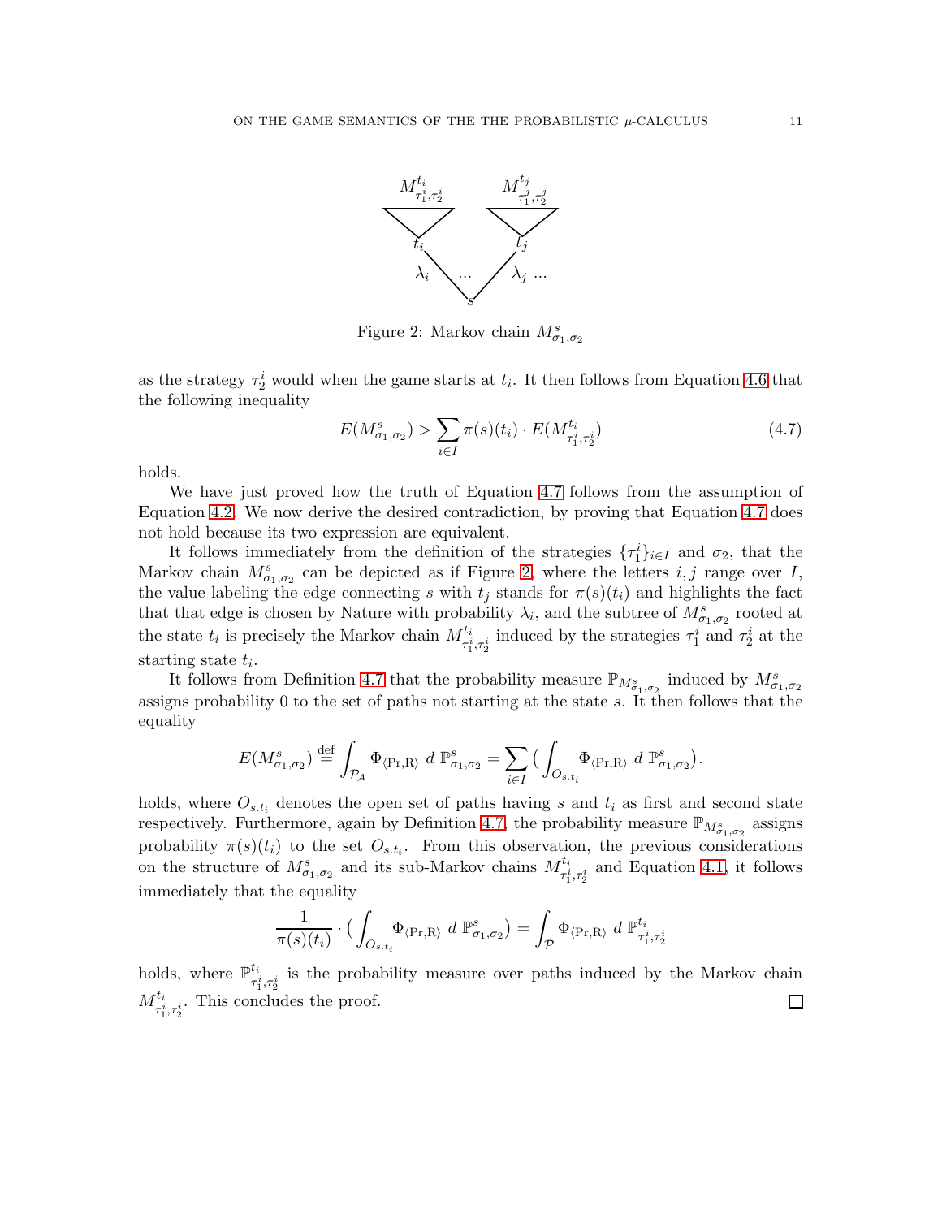Figure 2: Markov chain $M^s_{\sigma_1,\sigma_2}$

as the strategy $\tau_2^i$ would when the game starts at $t_i$. It then follows from Equation 4.6 that the following inequality

$$E(M^s_{\sigma_1,\sigma_2}) > \sum_{i\in I} \pi(s)(t_i)\cdot E(M^{t_i}_{\tau_1^i,\tau_2^i}) \tag{4.7}$$

holds.

We have just proved how the truth of Equation 4.7 follows from the assumption of Equation 4.2. We now derive the desired contradiction, by proving that Equation 4.7 does not hold because its two expression are equivalent.

It follows immediately from the definition of the strategies $\{\tau_1^i\}_{i\in I}$ and $\sigma_2$, that the Markov chain $M^s_{\sigma_1,\sigma_2}$ can be depicted as if Figure 2, where the letters $i,j$ range over $I$, the value labeling the edge connecting $s$ with $t_j$ stands for $\pi(s)(t_j)$ and highlights the fact that that edge is chosen by Nature with probability $\lambda_i$, and the subtree of $M^s_{\sigma_1,\sigma_2}$ rooted at the state $t_i$ is precisely the Markov chain $M^{t_i}_{\tau_1^i,\tau_2^i}$ induced by the strategies $\tau_1^i$ and $\tau_2^i$ at the starting state $t_i$.

It follows from Definition 4.7 that the probability measure $\mathbb{P}_{M^s_{\sigma_1,\sigma_2}}$ induced by $M^s_{\sigma_1,\sigma_2}$ assigns probability 0 to the set of paths not starting at the state $s$. It then follows that the equality

$$E(M^s_{\sigma_1,\sigma_2}) \stackrel{\text{def}}{=} \int_{\mathcal{P}_\mathcal{A}} \Phi_{\langle\text{Pr},\text{R}\rangle}\ d\,\mathbb{P}^s_{\sigma_1,\sigma_2} = \sum_{i\in I}\Big(\int_{O_{s.t_i}} \Phi_{\langle\text{Pr},\text{R}\rangle}\ d\,\mathbb{P}^s_{\sigma_1,\sigma_2}\Big).$$

holds, where $O_{s.t_i}$ denotes the open set of paths having $s$ and $t_i$ as first and second state respectively. Furthermore, again by Definition 4.7, the probability measure $\mathbb{P}_{M^s_{\sigma_1,\sigma_2}}$ assigns probability $\pi(s)(t_i)$ to the set $O_{s.t_i}$. From this observation, the previous considerations on the structure of $M^s_{\sigma_1,\sigma_2}$ and its sub-Markov chains $M^{t_i}_{\tau_1^i,\tau_2^i}$ and Equation 4.1, it follows immediately that the equality

$$\frac{1}{\pi(s)(t_i)}\cdot\Big(\int_{O_{s.t_i}} \Phi_{\langle\text{Pr},\text{R}\rangle}\ d\,\mathbb{P}^s_{\sigma_1,\sigma_2}\Big) = \int_{\mathcal{P}} \Phi_{\langle\text{Pr},\text{R}\rangle}\ d\,\mathbb{P}^{t_i}_{\tau_1^i,\tau_2^i}$$

holds, where $\mathbb{P}^{t_i}_{\tau_1^i,\tau_2^i}$ is the probability measure over paths induced by the Markov chain $M^{t_i}_{\tau_1^i,\tau_2^i}$. This concludes the proof. □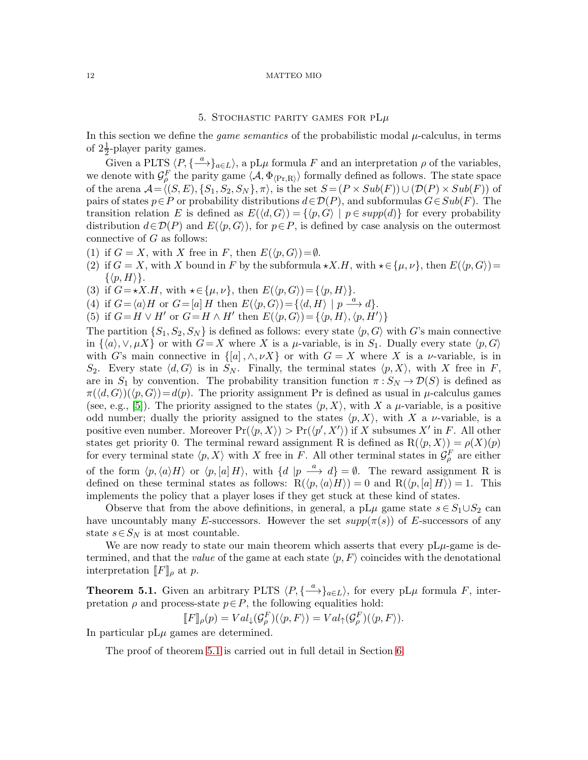## 5. Stochastic parity games for pL$\mu$

In this section we define the *game semantics* of the probabilistic modal $\mu$-calculus, in terms of $2\frac{1}{2}$-player parity games.

Given a PLTS $\langle P, \{\xrightarrow{a}\}_{a\in L}\rangle$, a pL$\mu$ formula $F$ and an interpretation $\rho$ of the variables, we denote with $\mathcal{G}^F_\rho$ the parity game $\langle \mathcal{A}, \Phi_{\langle \mathrm{Pr},\mathrm{R}\rangle}\rangle$ formally defined as follows. The state space of the arena $\mathcal{A} = \langle (S,E), \{S_1, S_2, S_N\}, \pi\rangle$, is the set $S = (P \times Sub(F)) \cup (\mathcal{D}(P) \times Sub(F))$ of pairs of states $p \in P$ or probability distributions $d \in \mathcal{D}(P)$, and subformulas $G \in Sub(F)$. The transition relation $E$ is defined as $E(\langle d, G\rangle) = \{\langle p, G\rangle \mid p \in supp(d)\}$ for every probability distribution $d \in \mathcal{D}(P)$ and $E(\langle p, G\rangle)$, for $p \in P$, is defined by case analysis on the outermost connective of $G$ as follows:

(1) if $G = X$, with $X$ free in $F$, then $E(\langle p, G\rangle) = \emptyset$.
(2) if $G = X$, with $X$ bound in $F$ by the subformula $\star X.H$, with $\star \in \{\mu, \nu\}$, then $E(\langle p, G\rangle) = \{\langle p, H\rangle\}$.
(3) if $G = \star X.H$, with $\star \in \{\mu, \nu\}$, then $E(\langle p, G\rangle) = \{\langle p, H\rangle\}$.
(4) if $G = \langle a\rangle H$ or $G = [a]\, H$ then $E(\langle p, G\rangle) = \{\langle d, H\rangle \mid p \xrightarrow{a} d\}$.
(5) if $G = H \vee H'$ or $G = H \wedge H'$ then $E(\langle p, G\rangle) = \{\langle p, H\rangle, \langle p, H'\rangle\}$

The partition $\{S_1, S_2, S_N\}$ is defined as follows: every state $\langle p, G\rangle$ with $G$'s main connective in $\{\langle a\rangle, \vee, \mu X\}$ or with $G = X$ where $X$ is a $\mu$-variable, is in $S_1$. Dually every state $\langle p, G\rangle$ with $G$'s main connective in $\{[a], \wedge, \nu X\}$ or with $G = X$ where $X$ is a $\nu$-variable, is in $S_2$. Every state $\langle d, G\rangle$ is in $S_N$. Finally, the terminal states $\langle p, X\rangle$, with $X$ free in $F$, are in $S_1$ by convention. The probability transition function $\pi : S_N \to \mathcal{D}(S)$ is defined as $\pi(\langle d, G\rangle)(\langle p, G\rangle) = d(p)$. The priority assignment Pr is defined as usual in $\mu$-calculus games (see, e.g., [5]). The priority assigned to the states $\langle p, X\rangle$, with $X$ a $\mu$-variable, is a positive odd number; dually the priority assigned to the states $\langle p, X\rangle$, with $X$ a $\nu$-variable, is a positive even number. Moreover $\mathrm{Pr}(\langle p, X\rangle) > \mathrm{Pr}(\langle p', X'\rangle)$ if $X$ subsumes $X'$ in $F$. All other states get priority 0. The terminal reward assignment R is defined as $\mathrm{R}(\langle p, X\rangle) = \rho(X)(p)$ for every terminal state $\langle p, X\rangle$ with $X$ free in $F$. All other terminal states in $\mathcal{G}^F_\rho$ are either of the form $\langle p, \langle a\rangle H\rangle$ or $\langle p, [a]\, H\rangle$, with $\{d \mid p \xrightarrow{a} d\} = \emptyset$. The reward assignment R is defined on these terminal states as follows: $\mathrm{R}(\langle p, \langle a\rangle H\rangle) = 0$ and $\mathrm{R}(\langle p, [a]\, H\rangle) = 1$. This implements the policy that a player loses if they get stuck at these kind of states.

Observe that from the above definitions, in general, a pL$\mu$ game state $s \in S_1 \cup S_2$ can have uncountably many $E$-successors. However the set $supp(\pi(s))$ of $E$-successors of any state $s \in S_N$ is at most countable.

We are now ready to state our main theorem which asserts that every pL$\mu$-game is determined, and that the *value* of the game at each state $\langle p, F\rangle$ coincides with the denotational interpretation $[\![F]\!]_\rho$ at $p$.

**Theorem 5.1.** Given an arbitrary PLTS $\langle P, \{\xrightarrow{a}\}_{a\in L}\rangle$, for every pL$\mu$ formula $F$, interpretation $\rho$ and process-state $p \in P$, the following equalities hold:

$$[\![F]\!]_\rho(p) = Val_\downarrow(\mathcal{G}^F_\rho)(\langle p, F\rangle) = Val_\uparrow(\mathcal{G}^F_\rho)(\langle p, F\rangle).$$

In particular pL$\mu$ games are determined.

The proof of theorem 5.1 is carried out in full detail in Section 6.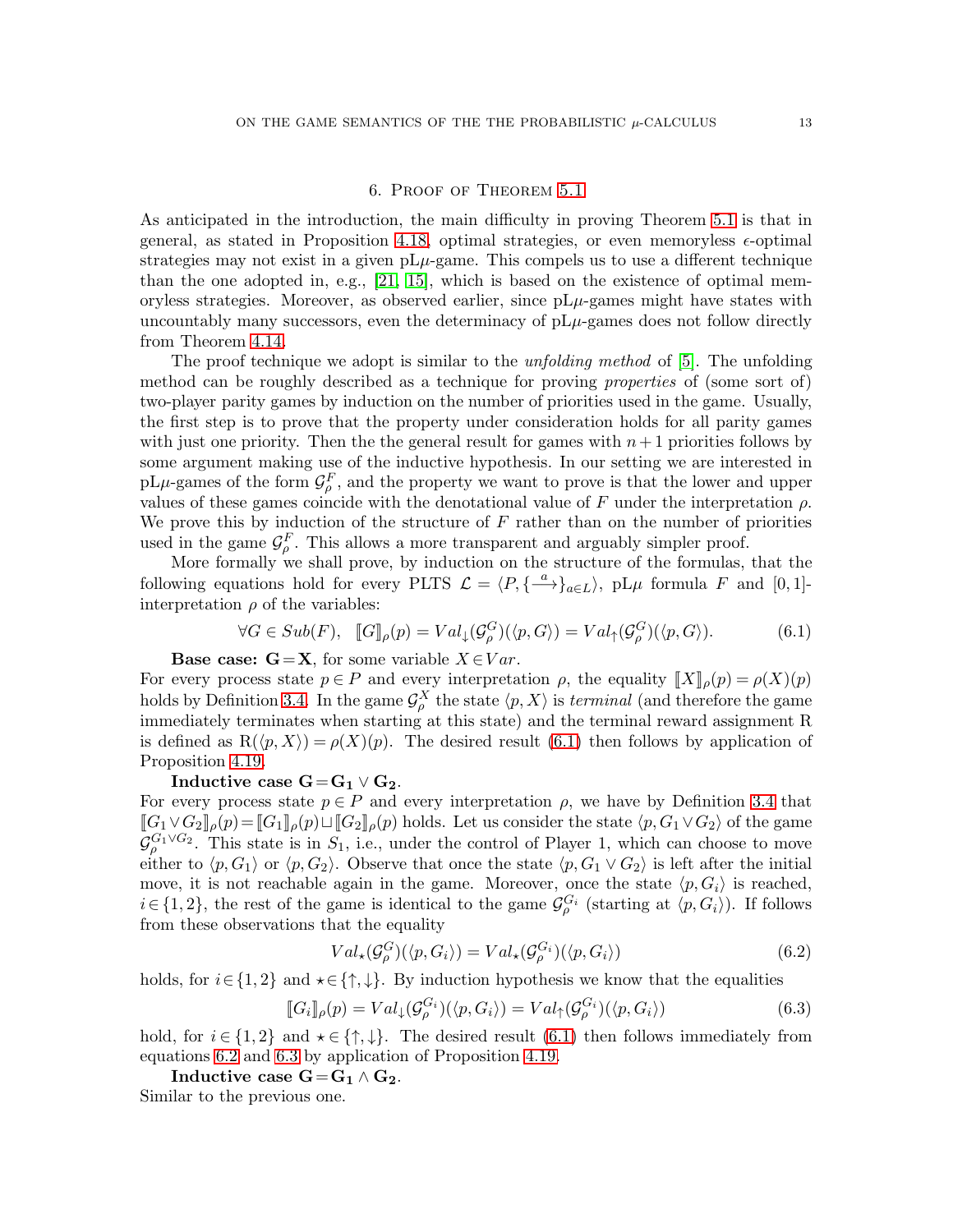## 6. Proof of Theorem 5.1

As anticipated in the introduction, the main difficulty in proving Theorem 5.1 is that in general, as stated in Proposition 4.18, optimal strategies, or even memoryless $\epsilon$-optimal strategies may not exist in a given pL$\mu$-game. This compels us to use a different technique than the one adopted in, e.g., [21, 15], which is based on the existence of optimal memoryless strategies. Moreover, as observed earlier, since pL$\mu$-games might have states with uncountably many successors, even the determinacy of pL$\mu$-games does not follow directly from Theorem 4.14.

The proof technique we adopt is similar to the *unfolding method* of [5]. The unfolding method can be roughly described as a technique for proving *properties* of (some sort of) two-player parity games by induction on the number of priorities used in the game. Usually, the first step is to prove that the property under consideration holds for all parity games with just one priority. Then the the general result for games with $n+1$ priorities follows by some argument making use of the inductive hypothesis. In our setting we are interested in pL$\mu$-games of the form $\mathcal{G}^F_\rho$, and the property we want to prove is that the lower and upper values of these games coincide with the denotational value of $F$ under the interpretation $\rho$. We prove this by induction of the structure of $F$ rather than on the number of priorities used in the game $\mathcal{G}^F_\rho$. This allows a more transparent and arguably simpler proof.

More formally we shall prove, by induction on the structure of the formulas, that the following equations hold for every PLTS $\mathcal{L} = \langle P, \{\stackrel{a}{\longrightarrow}\}_{a \in L}\rangle$, pL$\mu$ formula $F$ and $[0,1]$-interpretation $\rho$ of the variables:

$$\forall G \in Sub(F), \;\; [\![G]\!]_\rho(p) = Val_\downarrow(\mathcal{G}^G_\rho)(\langle p, G\rangle) = Val_\uparrow(\mathcal{G}^G_\rho)(\langle p, G\rangle). \tag{6.1}$$

**Base case: $\mathbf{G = X}$**, for some variable $X \in Var$.
For every process state $p \in P$ and every interpretation $\rho$, the equality $[\![X]\!]_\rho(p) = \rho(X)(p)$ holds by Definition 3.4. In the game $\mathcal{G}^X_\rho$ the state $\langle p, X\rangle$ is *terminal* (and therefore the game immediately terminates when starting at this state) and the terminal reward assignment R is defined as $\mathrm{R}(\langle p, X\rangle) = \rho(X)(p)$. The desired result (6.1) then follows by application of Proposition 4.19.

**Inductive case $\mathbf{G = G_1 \vee G_2}$.**
For every process state $p \in P$ and every interpretation $\rho$, we have by Definition 3.4 that $[\![G_1 \vee G_2]\!]_\rho(p) = [\![G_1]\!]_\rho(p) \sqcup [\![G_2]\!]_\rho(p)$ holds. Let us consider the state $\langle p, G_1 \vee G_2\rangle$ of the game $\mathcal{G}^{G_1 \vee G_2}_\rho$. This state is in $S_1$, i.e., under the control of Player 1, which can choose to move either to $\langle p, G_1\rangle$ or $\langle p, G_2\rangle$. Observe that once the state $\langle p, G_1 \vee G_2\rangle$ is left after the initial move, it is not reachable again in the game. Moreover, once the state $\langle p, G_i\rangle$ is reached, $i \in \{1, 2\}$, the rest of the game is identical to the game $\mathcal{G}^{G_i}_\rho$ (starting at $\langle p, G_i\rangle$). If follows from these observations that the equality

$$Val_\star(\mathcal{G}^G_\rho)(\langle p, G_i\rangle) = Val_\star(\mathcal{G}^{G_i}_\rho)(\langle p, G_i\rangle) \tag{6.2}$$

holds, for $i \in \{1, 2\}$ and $\star \in \{\uparrow, \downarrow\}$. By induction hypothesis we know that the equalities

$$[\![G_i]\!]_\rho(p) = Val_\downarrow(\mathcal{G}^{G_i}_\rho)(\langle p, G_i\rangle) = Val_\uparrow(\mathcal{G}^{G_i}_\rho)(\langle p, G_i\rangle) \tag{6.3}$$

hold, for $i \in \{1, 2\}$ and $\star \in \{\uparrow, \downarrow\}$. The desired result (6.1) then follows immediately from equations 6.2 and 6.3 by application of Proposition 4.19.

**Inductive case $\mathbf{G = G_1 \wedge G_2}$.**
Similar to the previous one.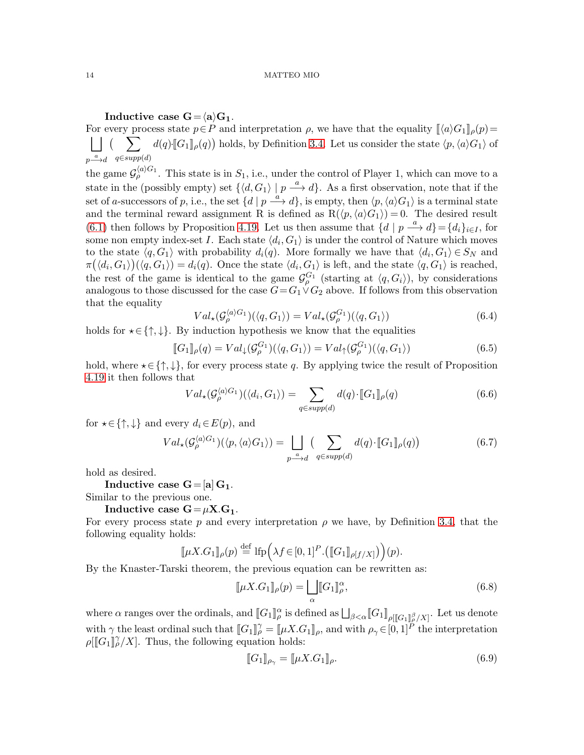**Inductive case $\mathbf{G = \langle a \rangle G_1}$.**

For every process state $p \in P$ and interpretation $\rho$, we have that the equality $\llbracket \langle a \rangle G_1 \rrbracket_\rho(p) = \bigsqcup_{p \xrightarrow{a} d} \big( \sum_{q \in supp(d)} d(q) \cdot \llbracket G_1 \rrbracket_\rho(q) \big)$ holds, by Definition 3.4. Let us consider the state $\langle p, \langle a \rangle G_1 \rangle$ of the game $\mathcal{G}^{\langle a \rangle G_1}_\rho$. This state is in $S_1$, i.e., under the control of Player 1, which can move to a state in the (possibly empty) set $\{ \langle d, G_1 \rangle \mid p \xrightarrow{a} d \}$. As a first observation, note that if the set of $a$-successors of $p$, i.e., the set $\{ d \mid p \xrightarrow{a} d \}$, is empty, then $\langle p, \langle a \rangle G_1 \rangle$ is a terminal state and the terminal reward assignment R is defined as $\mathrm{R}(\langle p, \langle a \rangle G_1 \rangle) = 0$. The desired result (6.1) then follows by Proposition 4.19. Let us then assume that $\{ d \mid p \xrightarrow{a} d \} = \{ d_i \}_{i \in I}$, for some non empty index-set $I$. Each state $\langle d_i, G_1 \rangle$ is under the control of Nature which moves to the state $\langle q, G_1 \rangle$ with probability $d_i(q)$. More formally we have that $\langle d_i, G_1 \rangle \in S_N$ and $\pi\big(\langle d_i, G_1 \rangle\big)(\langle q, G_1 \rangle) = d_i(q)$. Once the state $\langle d_i, G_1 \rangle$ is left, and the state $\langle q, G_1 \rangle$ is reached, the rest of the game is identical to the game $\mathcal{G}^{G_1}_\rho$ (starting at $\langle q, G_i \rangle$), by considerations analogous to those discussed for the case $G = G_1 \vee G_2$ above. If follows from this observation that the equality

$$Val_\star(\mathcal{G}^{\langle a \rangle G_1}_\rho)(\langle q, G_1 \rangle) = Val_\star(\mathcal{G}^{G_1}_\rho)(\langle q, G_1 \rangle) \tag{6.4}$$

holds for $\star \in \{\uparrow, \downarrow\}$. By induction hypothesis we know that the equalities

$$\llbracket G_1 \rrbracket_\rho(q) = Val_\downarrow(\mathcal{G}^{G_1}_\rho)(\langle q, G_1 \rangle) = Val_\uparrow(\mathcal{G}^{G_1}_\rho)(\langle q, G_1 \rangle) \tag{6.5}$$

hold, where $\star \in \{\uparrow, \downarrow\}$, for every process state $q$. By applying twice the result of Proposition 4.19 it then follows that

$$Val_\star(\mathcal{G}^{\langle a \rangle G_1}_\rho)(\langle d_i, G_1 \rangle) = \sum_{q \in supp(d)} d(q) \cdot \llbracket G_1 \rrbracket_\rho(q) \tag{6.6}$$

for $\star \in \{\uparrow, \downarrow\}$ and every $d_i \in E(p)$, and

$$Val_\star(\mathcal{G}^{\langle a \rangle G_1}_\rho)(\langle p, \langle a \rangle G_1 \rangle) = \bigsqcup_{p \xrightarrow{a} d} \big( \sum_{q \in supp(d)} d(q) \cdot \llbracket G_1 \rrbracket_\rho(q) \big) \tag{6.7}$$

hold as desired.

**Inductive case $\mathbf{G = [a]\, G_1}$.**

Similar to the previous one.

**Inductive case $\mathbf{G = \mu X. G_1}$.**

For every process state $p$ and every interpretation $\rho$ we have, by Definition 3.4, that the following equality holds:

$$\llbracket \mu X. G_1 \rrbracket_\rho(p) \stackrel{\text{def}}{=} \mathrm{lfp}\Big( \lambda f \in [0,1]^P . \big( \llbracket G_1 \rrbracket_{\rho[f/X]} \big) \Big)(p).$$

By the Knaster-Tarski theorem, the previous equation can be rewritten as:

$$\llbracket \mu X. G_1 \rrbracket_\rho(p) = \bigsqcup_\alpha \llbracket G_1 \rrbracket^\alpha_\rho, \tag{6.8}$$

where $\alpha$ ranges over the ordinals, and $\llbracket G_1 \rrbracket^\alpha_\rho$ is defined as $\bigsqcup_{\beta < \alpha} \llbracket G_1 \rrbracket_{\rho[\llbracket G_1 \rrbracket^\beta_\rho / X]}$. Let us denote with $\gamma$ the least ordinal such that $\llbracket G_1 \rrbracket^\gamma_\rho = \llbracket \mu X. G_1 \rrbracket_\rho$, and with $\rho_\gamma \in [0,1]^P$ the interpretation $\rho[\llbracket G_1 \rrbracket^\gamma_\rho / X]$. Thus, the following equation holds:

$$\llbracket G_1 \rrbracket_{\rho_\gamma} = \llbracket \mu X. G_1 \rrbracket_\rho. \tag{6.9}$$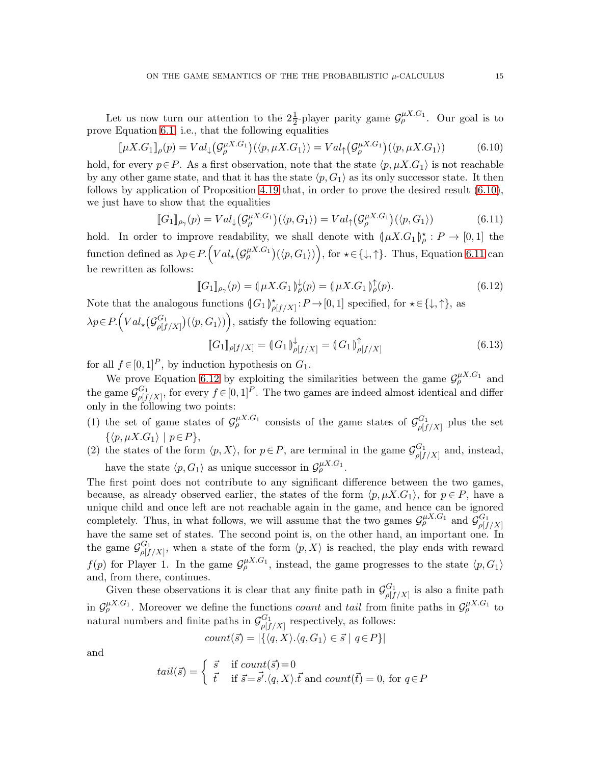Let us now turn our attention to the $2\frac{1}{2}$-player parity game $\mathcal{G}^{\mu X.G_1}_{\rho}$. Our goal is to prove Equation 6.1, i.e., that the following equalities

$$\llbracket \mu X.G_1 \rrbracket_{\rho}(p) = Val_{\downarrow}\big(\mathcal{G}^{\mu X.G_1}_{\rho}\big)(\langle p, \mu X.G_1\rangle) = Val_{\uparrow}\big(\mathcal{G}^{\mu X.G_1}_{\rho}\big)(\langle p, \mu X.G_1\rangle) \tag{6.10}$$

hold, for every $p\in P$. As a first observation, note that the state $\langle p, \mu X.G_1\rangle$ is not reachable by any other game state, and that it has the state $\langle p, G_1\rangle$ as its only successor state. It then follows by application of Proposition 4.19 that, in order to prove the desired result (6.10), we just have to show that the equalities

$$\llbracket G_1 \rrbracket_{\rho_\gamma}(p) = Val_{\downarrow}\big(\mathcal{G}^{\mu X.G_1}_{\rho}\big)(\langle p, G_1\rangle) = Val_{\uparrow}\big(\mathcal{G}^{\mu X.G_1}_{\rho}\big)(\langle p, G_1\rangle) \tag{6.11}$$

hold. In order to improve readability, we shall denote with $(\!| \mu X.G_1 |\!)^{\star}_{\rho} : P \to [0,1]$ the function defined as $\lambda p\in P.\Big(Val_{\star}\big(\mathcal{G}^{\mu X.G_1}_{\rho}\big)(\langle p, G_1\rangle)\Big)$, for $\star\in\{\downarrow,\uparrow\}$. Thus, Equation 6.11 can be rewritten as follows:

$$\llbracket G_1 \rrbracket_{\rho_\gamma}(p) = (\!| \mu X.G_1 |\!)^{\downarrow}_{\rho}(p) = (\!| \mu X.G_1 |\!)^{\uparrow}_{\rho}(p). \tag{6.12}$$

Note that the analogous functions $(\!| G_1 |\!)^{\star}_{\rho[f/X]} : P \to [0,1]$ specified, for $\star\in\{\downarrow,\uparrow\}$, as $\lambda p\in P.\Big(Val_{\star}\big(\mathcal{G}^{G_1}_{\rho[f/X]}\big)(\langle p, G_1\rangle)\Big)$, satisfy the following equation:

$$\llbracket G_1 \rrbracket_{\rho[f/X]} = (\!| G_1 |\!)^{\downarrow}_{\rho[f/X]} = (\!| G_1 |\!)^{\uparrow}_{\rho[f/X]} \tag{6.13}$$

for all $f\in[0,1]^P$, by induction hypothesis on $G_1$.

We prove Equation 6.12 by exploiting the similarities between the game $\mathcal{G}^{\mu X.G_1}_{\rho}$ and the game $\mathcal{G}^{G_1}_{\rho[f/X]}$, for every $f\in[0,1]^P$. The two games are indeed almost identical and differ only in the following two points:

(1) the set of game states of $\mathcal{G}^{\mu X.G_1}_{\rho}$ consists of the game states of $\mathcal{G}^{G_1}_{\rho[f/X]}$ plus the set $\{\langle p, \mu X.G_1\rangle \mid p\in P\}$,

(2) the states of the form $\langle p, X\rangle$, for $p\in P$, are terminal in the game $\mathcal{G}^{G_1}_{\rho[f/X]}$ and, instead, have the state $\langle p, G_1\rangle$ as unique successor in $\mathcal{G}^{\mu X.G_1}_{\rho}$.

The first point does not contribute to any significant difference between the two games, because, as already observed earlier, the states of the form $\langle p, \mu X.G_1\rangle$, for $p\in P$, have a unique child and once left are not reachable again in the game, and hence can be ignored completely. Thus, in what follows, we will assume that the two games $\mathcal{G}^{\mu X.G_1}_{\rho}$ and $\mathcal{G}^{G_1}_{\rho[f/X]}$ have the same set of states. The second point is, on the other hand, an important one. In the game $\mathcal{G}^{G_1}_{\rho[f/X]}$, when a state of the form $\langle p, X\rangle$ is reached, the play ends with reward $f(p)$ for Player 1. In the game $\mathcal{G}^{\mu X.G_1}_{\rho}$, instead, the game progresses to the state $\langle p, G_1\rangle$ and, from there, continues.

Given these observations it is clear that any finite path in $\mathcal{G}^{G_1}_{\rho[f/X]}$ is also a finite path in $\mathcal{G}^{\mu X.G_1}_{\rho}$. Moreover we define the functions *count* and *tail* from finite paths in $\mathcal{G}^{\mu X.G_1}_{\rho}$ to natural numbers and finite paths in $\mathcal{G}^{G_1}_{\rho[f/X]}$ respectively, as follows:

$$count(\vec{s}) = |\{\langle q, X\rangle.\langle q, G_1\rangle \in \vec{s} \mid q\in P\}|$$

and

$$tail(\vec{s}) = \begin{cases} \vec{s} & \text{if } count(\vec{s})=0 \\ \vec{t} & \text{if } \vec{s}=\vec{s'}.\langle q, X\rangle.\vec{t} \text{ and } count(\vec{t})=0, \text{ for } q\in P \end{cases}$$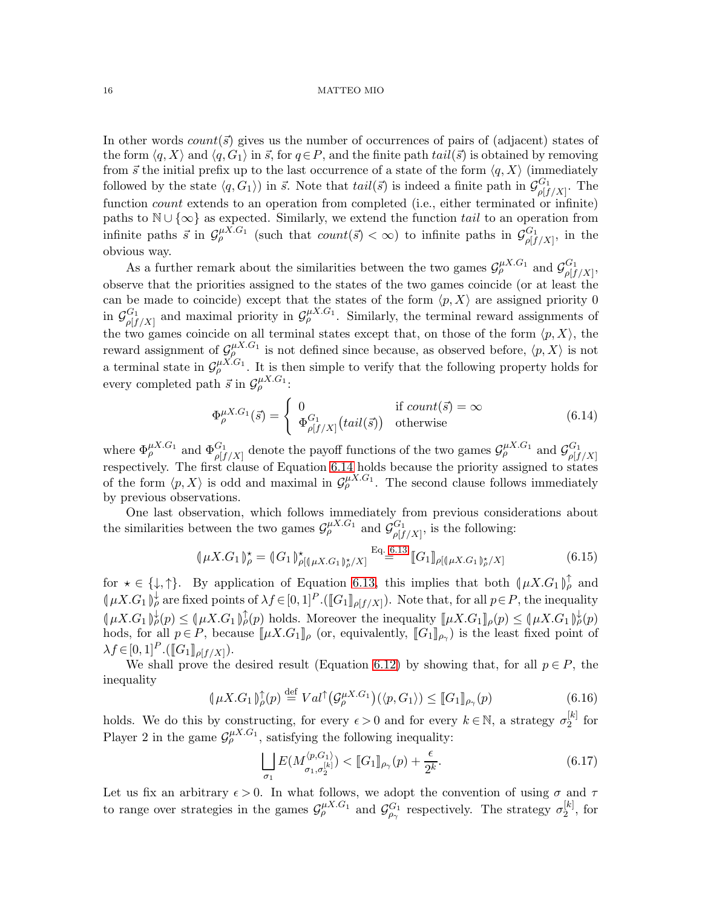In other words $count(\vec{s})$ gives us the number of occurrences of pairs of (adjacent) states of the form $\langle q, X\rangle$ and $\langle q, G_1\rangle$ in $\vec{s}$, for $q \in P$, and the finite path $tail(\vec{s})$ is obtained by removing from $\vec{s}$ the initial prefix up to the last occurrence of a state of the form $\langle q, X\rangle$ (immediately followed by the state $\langle q, G_1\rangle$) in $\vec{s}$. Note that $tail(\vec{s})$ is indeed a finite path in $\mathcal{G}^{G_1}_{\rho[f/X]}$. The function *count* extends to an operation from completed (i.e., either terminated or infinite) paths to $\mathbb{N} \cup \{\infty\}$ as expected. Similarly, we extend the function *tail* to an operation from infinite paths $\vec{s}$ in $\mathcal{G}^{\mu X.G_1}_{\rho}$ (such that $count(\vec{s}) < \infty$) to infinite paths in $\mathcal{G}^{G_1}_{\rho[f/X]}$, in the obvious way.

As a further remark about the similarities between the two games $\mathcal{G}^{\mu X.G_1}_{\rho}$ and $\mathcal{G}^{G_1}_{\rho[f/X]}$, observe that the priorities assigned to the states of the two games coincide (or at least the can be made to coincide) except that the states of the form $\langle p, X\rangle$ are assigned priority 0 in $\mathcal{G}^{G_1}_{\rho[f/X]}$ and maximal priority in $\mathcal{G}^{\mu X.G_1}_{\rho}$. Similarly, the terminal reward assignments of the two games coincide on all terminal states except that, on those of the form $\langle p, X\rangle$, the reward assignment of $\mathcal{G}^{\mu X.G_1}_{\rho}$ is not defined since because, as observed before, $\langle p, X\rangle$ is not a terminal state in $\mathcal{G}^{\mu X.G_1}_{\rho}$. It is then simple to verify that the following property holds for every completed path $\vec{s}$ in $\mathcal{G}^{\mu X.G_1}_{\rho}$:

$$\Phi^{\mu X.G_1}_{\rho}(\vec{s}) = \begin{cases} 0 & \text{if } count(\vec{s}) = \infty \\ \Phi^{G_1}_{\rho[f/X]}\big(tail(\vec{s})\big) & \text{otherwise} \end{cases} \tag{6.14}$$

where $\Phi^{\mu X.G_1}_{\rho}$ and $\Phi^{G_1}_{\rho[f/X]}$ denote the payoff functions of the two games $\mathcal{G}^{\mu X.G_1}_{\rho}$ and $\mathcal{G}^{G_1}_{\rho[f/X]}$ respectively. The first clause of Equation 6.14 holds because the priority assigned to states of the form $\langle p, X\rangle$ is odd and maximal in $\mathcal{G}^{\mu X.G_1}_{\rho}$. The second clause follows immediately by previous observations.

One last observation, which follows immediately from previous considerations about the similarities between the two games $\mathcal{G}^{\mu X.G_1}_{\rho}$ and $\mathcal{G}^{G_1}_{\rho[f/X]}$, is the following:

$$(\!|\, \mu X.G_1 \,|\!)^{\star}_{\rho} = (\!|\, G_1 \,|\!)^{\star}_{\rho[(\!|\, \mu X.G_1 \,|\!)^{\star}_{\rho}/X]} \overset{\text{Eq. 6.13}}{=} [\![ G_1 ]\!]_{\rho[(\!|\, \mu X.G_1 \,|\!)^{\star}_{\rho}/X]} \tag{6.15}$$

for $\star \in \{\downarrow, \uparrow\}$. By application of Equation 6.13, this implies that both $(\!|\, \mu X.G_1 \,|\!)^{\uparrow}_{\rho}$ and $(\!|\, \mu X.G_1 \,|\!)^{\downarrow}_{\rho}$ are fixed points of $\lambda f \in [0,1]^P.([\![G_1]\!]_{\rho[f/X]})$. Note that, for all $p \in P$, the inequality $(\!|\, \mu X.G_1 \,|\!)^{\downarrow}_{\rho}(p) \leq (\!|\, \mu X.G_1 \,|\!)^{\uparrow}_{\rho}(p)$ holds. Moreover the inequality $[\![\mu X.G_1]\!]_{\rho}(p) \leq (\!|\, \mu X.G_1 \,|\!)^{\downarrow}_{\rho}(p)$ hods, for all $p \in P$, because $[\![\mu X.G_1]\!]_{\rho}$ (or, equivalently, $[\![G_1]\!]_{\rho_\gamma}$) is the least fixed point of $\lambda f \in [0,1]^P.([\![G_1]\!]_{\rho[f/X]})$.

We shall prove the desired result (Equation 6.12) by showing that, for all $p \in P$, the inequality

$$(\!|\, \mu X.G_1 \,|\!)^{\uparrow}_{\rho}(p) \overset{\text{def}}{=} Val^{\uparrow}\big(\mathcal{G}^{\mu X.G_1}_{\rho}\big)(\langle p, G_1\rangle) \leq [\![G_1]\!]_{\rho_\gamma}(p) \tag{6.16}$$

holds. We do this by constructing, for every $\epsilon > 0$ and for every $k \in \mathbb{N}$, a strategy $\sigma^{[k]}_2$ for Player 2 in the game $\mathcal{G}^{\mu X.G_1}_{\rho}$, satisfying the following inequality:

$$\bigsqcup_{\sigma_1} E(M^{\langle p, G_1\rangle}_{\sigma_1, \sigma^{[k]}_2}) < [\![G_1]\!]_{\rho_\gamma}(p) + \frac{\epsilon}{2^k}. \tag{6.17}$$

Let us fix an arbitrary $\epsilon > 0$. In what follows, we adopt the convention of using $\sigma$ and $\tau$ to range over strategies in the games $\mathcal{G}^{\mu X.G_1}_{\rho}$ and $\mathcal{G}^{G_1}_{\rho_\gamma}$ respectively. The strategy $\sigma^{[k]}_2$, for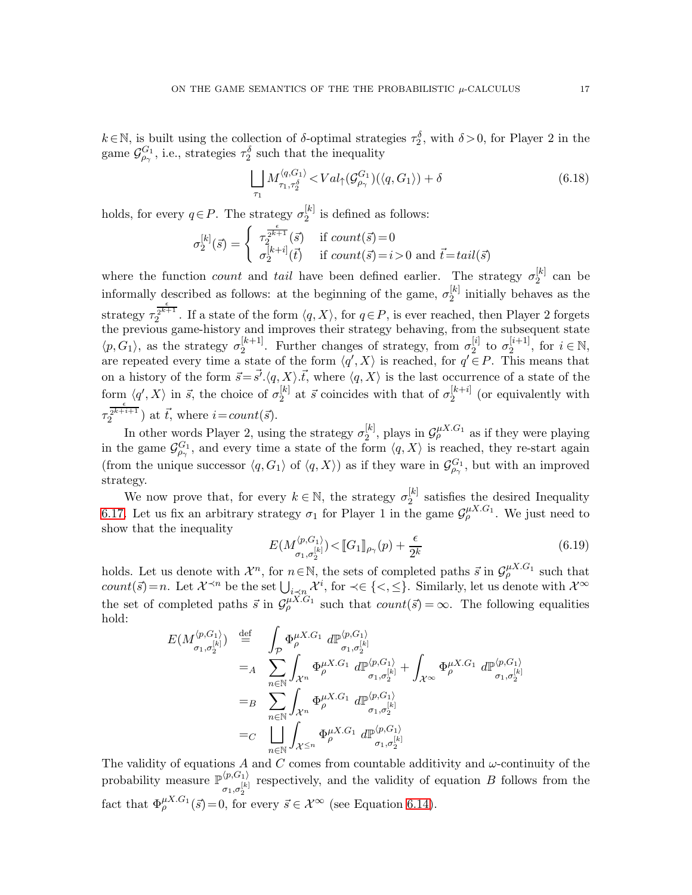$k \in \mathbb{N}$, is built using the collection of $\delta$-optimal strategies $\tau_2^\delta$, with $\delta > 0$, for Player 2 in the game $\mathcal{G}^{G_1}_{\rho_\gamma}$, i.e., strategies $\tau_2^\delta$ such that the inequality

$$\bigsqcup_{\tau_1} M^{\langle q, G_1\rangle}_{\tau_1, \tau_2^\delta} < Val_\uparrow(\mathcal{G}^{G_1}_{\rho_\gamma})(\langle q, G_1\rangle) + \delta \tag{6.18}$$

holds, for every $q \in P$. The strategy $\sigma_2^{[k]}$ is defined as follows:

$$\sigma_2^{[k]}(\vec{s}) = \begin{cases} \tau_2^{\frac{\epsilon}{2^{k+1}}}(\vec{s}) & \text{if } count(\vec{s}) = 0 \\ \sigma_2^{[k+i]}(\vec{t}) & \text{if } count(\vec{s}) = i > 0 \text{ and } \vec{t} = tail(\vec{s}) \end{cases}$$

where the function *count* and *tail* have been defined earlier. The strategy $\sigma_2^{[k]}$ can be informally described as follows: at the beginning of the game, $\sigma_2^{[k]}$ initially behaves as the strategy $\tau_2^{\frac{\epsilon}{2^{k+1}}}$. If a state of the form $\langle q, X\rangle$, for $q \in P$, is ever reached, then Player 2 forgets the previous game-history and improves their strategy behaving, from the subsequent state $\langle p, G_1\rangle$, as the strategy $\sigma_2^{[k+1]}$. Further changes of strategy, from $\sigma_2^{[i]}$ to $\sigma_2^{[i+1]}$, for $i \in \mathbb{N}$, are repeated every time a state of the form $\langle q', X\rangle$ is reached, for $q' \in P$. This means that on a history of the form $\vec{s} = \vec{s'}.\langle q, X\rangle.\vec{t}$, where $\langle q, X\rangle$ is the last occurrence of a state of the form $\langle q', X\rangle$ in $\vec{s}$, the choice of $\sigma_2^{[k]}$ at $\vec{s}$ coincides with that of $\sigma_2^{[k+i]}$ (or equivalently with $\tau_2^{\frac{\epsilon}{2^{k+i+1}}}$) at $\vec{t}$, where $i = count(\vec{s})$.

In other words Player 2, using the strategy $\sigma_2^{[k]}$, plays in $\mathcal{G}^{\mu X.G_1}_\rho$ as if they were playing in the game $\mathcal{G}^{G_1}_{\rho_\gamma}$, and every time a state of the form $\langle q, X\rangle$ is reached, they re-start again (from the unique successor $\langle q, G_1\rangle$ of $\langle q, X\rangle$) as if they ware in $\mathcal{G}^{G_1}_{\rho_\gamma}$, but with an improved strategy.

We now prove that, for every $k \in \mathbb{N}$, the strategy $\sigma_2^{[k]}$ satisfies the desired Inequality 6.17. Let us fix an arbitrary strategy $\sigma_1$ for Player 1 in the game $\mathcal{G}^{\mu X.G_1}_\rho$. We just need to show that the inequality

$$E(M^{\langle p, G_1\rangle}_{\sigma_1, \sigma_2^{[k]}}) < [\![G_1]\!]_{\rho_\gamma}(p) + \frac{\epsilon}{2^k} \tag{6.19}$$

holds. Let us denote with $\mathcal{X}^n$, for $n \in \mathbb{N}$, the sets of completed paths $\vec{s}$ in $\mathcal{G}^{\mu X.G_1}_\rho$ such that $count(\vec{s}) = n$. Let $\mathcal{X}^{\prec n}$ be the set $\bigcup_{i \prec n} \mathcal{X}^i$, for $\prec \in \{<, \leq\}$. Similarly, let us denote with $\mathcal{X}^\infty$ the set of completed paths $\vec{s}$ in $\mathcal{G}^{\mu X.G_1}_\rho$ such that $count(\vec{s}) = \infty$. The following equalities hold:

$$\begin{aligned}
E(M^{\langle p, G_1\rangle}_{\sigma_1, \sigma_2^{[k]}}) &\overset{\text{def}}{=} \int_{\mathcal{P}} \Phi^{\mu X.G_1}_\rho \, d\mathbb{P}^{\langle p, G_1\rangle}_{\sigma_1, \sigma_2^{[k]}} \\
&=_A \sum_{n \in \mathbb{N}} \int_{\mathcal{X}^n} \Phi^{\mu X.G_1}_\rho \, d\mathbb{P}^{\langle p, G_1\rangle}_{\sigma_1, \sigma_2^{[k]}} + \int_{\mathcal{X}^\infty} \Phi^{\mu X.G_1}_\rho \, d\mathbb{P}^{\langle p, G_1\rangle}_{\sigma_1, \sigma_2^{[k]}} \\
&=_B \sum_{n \in \mathbb{N}} \int_{\mathcal{X}^n} \Phi^{\mu X.G_1}_\rho \, d\mathbb{P}^{\langle p, G_1\rangle}_{\sigma_1, \sigma_2^{[k]}} \\
&=_C \bigsqcup_{n \in \mathbb{N}} \int_{\mathcal{X}^{\leq n}} \Phi^{\mu X.G_1}_\rho \, d\mathbb{P}^{\langle p, G_1\rangle}_{\sigma_1, \sigma_2^{[k]}}
\end{aligned}$$

The validity of equations $A$ and $C$ comes from countable additivity and $\omega$-continuity of the probability measure $\mathbb{P}^{\langle p, G_1\rangle}_{\sigma_1, \sigma_2^{[k]}}$ respectively, and the validity of equation $B$ follows from the fact that $\Phi^{\mu X.G_1}_\rho(\vec{s}) = 0$, for every $\vec{s} \in \mathcal{X}^\infty$ (see Equation 6.14).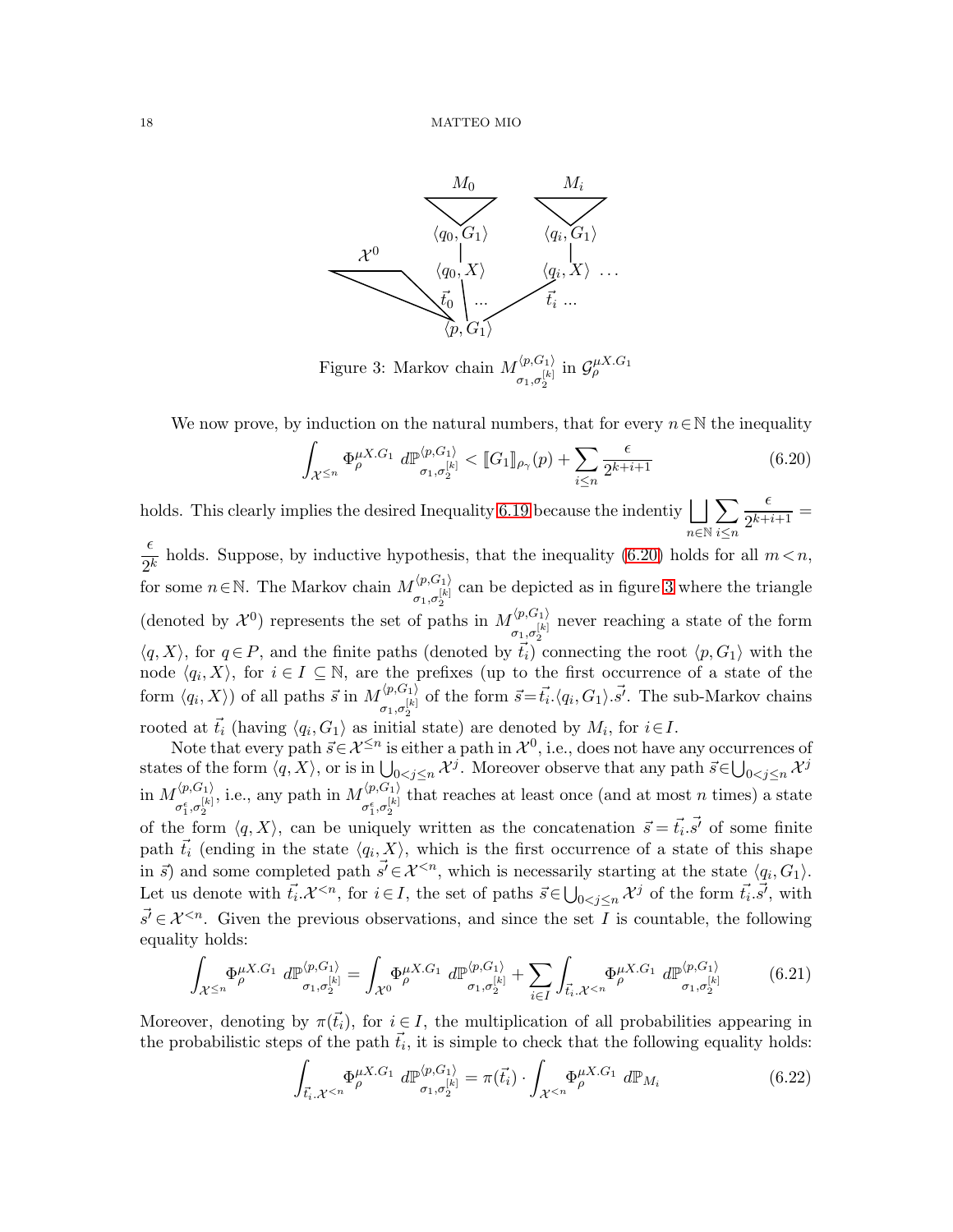Figure 3: Markov chain $M^{\langle p, G_1 \rangle}_{\sigma_1, \sigma_2^{[k]}}$ in $\mathcal{G}^{\mu X.G_1}_{\rho}$

We now prove, by induction on the natural numbers, that for every $n \in \mathbb{N}$ the inequality

$$\int_{\mathcal{X}^{\leq n}} \Phi^{\mu X.G_1}_{\rho} \; d\mathbb{P}^{\langle p, G_1 \rangle}_{\sigma_1, \sigma_2^{[k]}} < [\![G_1]\!]_{\rho_\gamma}(p) + \sum_{i \leq n} \frac{\epsilon}{2^{k+i+1}} \tag{6.20}$$

holds. This clearly implies the desired Inequality 6.19 because the indentiy $\bigsqcup_{n \in \mathbb{N}} \sum_{i \leq n} \frac{\epsilon}{2^{k+i+1}} = \frac{\epsilon}{2^k}$ holds. Suppose, by inductive hypothesis, that the inequality (6.20) holds for all $m < n$, for some $n \in \mathbb{N}$. The Markov chain $M^{\langle p, G_1 \rangle}_{\sigma_1, \sigma_2^{[k]}}$ can be depicted as in figure 3 where the triangle (denoted by $\mathcal{X}^0$) represents the set of paths in $M^{\langle p, G_1 \rangle}_{\sigma_1, \sigma_2^{[k]}}$ never reaching a state of the form $\langle q, X \rangle$, for $q \in P$, and the finite paths (denoted by $\vec{t_i}$) connecting the root $\langle p, G_1 \rangle$ with the node $\langle q_i, X \rangle$, for $i \in I \subseteq \mathbb{N}$, are the prefixes (up to the first occurrence of a state of the form $\langle q_i, X \rangle$) of all paths $\vec{s}$ in $M^{\langle p, G_1 \rangle}_{\sigma_1, \sigma_2^{[k]}}$ of the form $\vec{s} = \vec{t_i}.\langle q_i, G_1 \rangle.\vec{s'}$. The sub-Markov chains rooted at $\vec{t_i}$ (having $\langle q_i, G_1 \rangle$ as initial state) are denoted by $M_i$, for $i \in I$.

Note that every path $\vec{s} \in \mathcal{X}^{\leq n}$ is either a path in $\mathcal{X}^0$, i.e., does not have any occurrences of states of the form $\langle q, X \rangle$, or is in $\bigcup_{0 < j \leq n} \mathcal{X}^j$. Moreover observe that any path $\vec{s} \in \bigcup_{0 < j \leq n} \mathcal{X}^j$ in $M^{\langle p, G_1 \rangle}_{\sigma_1^{\epsilon}, \sigma_2^{[k]}}$, i.e., any path in $M^{\langle p, G_1 \rangle}_{\sigma_1^{\epsilon}, \sigma_2^{[k]}}$ that reaches at least once (and at most $n$ times) a state of the form $\langle q, X \rangle$, can be uniquely written as the concatenation $\vec{s} = \vec{t_i}.\vec{s'}$ of some finite path $\vec{t_i}$ (ending in the state $\langle q_i, X \rangle$, which is the first occurrence of a state of this shape in $\vec{s}$) and some completed path $\vec{s'} \in \mathcal{X}^{<n}$, which is necessarily starting at the state $\langle q_i, G_1 \rangle$. Let us denote with $\vec{t_i}.\mathcal{X}^{<n}$, for $i \in I$, the set of paths $\vec{s} \in \bigcup_{0 < j \leq n} \mathcal{X}^j$ of the form $\vec{t_i}.\vec{s'}$, with $\vec{s'} \in \mathcal{X}^{<n}$. Given the previous observations, and since the set $I$ is countable, the following equality holds:

$$\int_{\mathcal{X}^{\leq n}} \Phi^{\mu X.G_1}_{\rho} \; d\mathbb{P}^{\langle p, G_1 \rangle}_{\sigma_1, \sigma_2^{[k]}} = \int_{\mathcal{X}^0} \Phi^{\mu X.G_1}_{\rho} \; d\mathbb{P}^{\langle p, G_1 \rangle}_{\sigma_1, \sigma_2^{[k]}} + \sum_{i \in I} \int_{\vec{t_i}.\mathcal{X}^{<n}} \Phi^{\mu X.G_1}_{\rho} \; d\mathbb{P}^{\langle p, G_1 \rangle}_{\sigma_1, \sigma_2^{[k]}} \tag{6.21}$$

Moreover, denoting by $\pi(\vec{t_i})$, for $i \in I$, the multiplication of all probabilities appearing in the probabilistic steps of the path $\vec{t_i}$, it is simple to check that the following equality holds:

$$\int_{\vec{t_i}.\mathcal{X}^{<n}} \Phi^{\mu X.G_1}_{\rho} \; d\mathbb{P}^{\langle p, G_1 \rangle}_{\sigma_1, \sigma_2^{[k]}} = \pi(\vec{t_i}) \cdot \int_{\mathcal{X}^{<n}} \Phi^{\mu X.G_1}_{\rho} \; d\mathbb{P}_{M_i} \tag{6.22}$$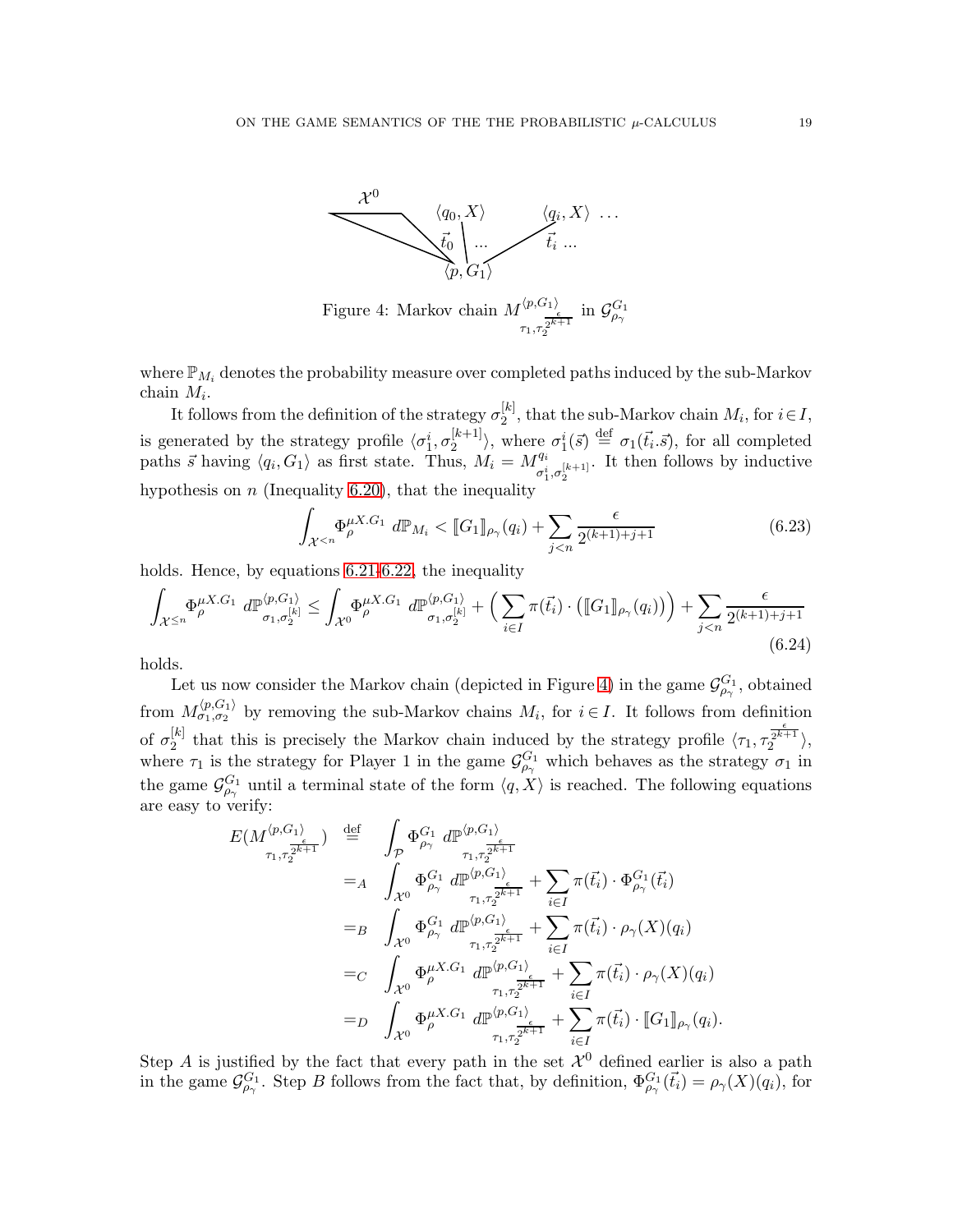Figure 4: Markov chain $M^{\langle p,G_1\rangle}_{\tau_1,\tau_2^{\frac{\epsilon}{2^{k+1}}}}$ in $\mathcal{G}^{G_1}_{\rho_\gamma}$

where $\mathbb{P}_{M_i}$ denotes the probability measure over completed paths induced by the sub-Markov chain $M_i$.

It follows from the definition of the strategy $\sigma_2^{[k]}$, that the sub-Markov chain $M_i$, for $i \in I$, is generated by the strategy profile $\langle \sigma_1^i, \sigma_2^{[k+1]}\rangle$, where $\sigma_1^i(\vec{s}) \stackrel{\text{def}}{=} \sigma_1(\vec{t}_i.\vec{s})$, for all completed paths $\vec{s}$ having $\langle q_i, G_1\rangle$ as first state. Thus, $M_i = M^{q_i}_{\sigma_1^i,\sigma_2^{[k+1]}}$. It then follows by inductive hypothesis on $n$ (Inequality 6.20), that the inequality

$$\int_{\mathcal{X}^{<n}} \Phi^{\mu X.G_1}_{\rho} \, d\mathbb{P}_{M_i} < [\![G_1]\!]_{\rho_\gamma}(q_i) + \sum_{j<n} \frac{\epsilon}{2^{(k+1)+j+1}} \tag{6.23}$$

holds. Hence, by equations 6.21-6.22, the inequality

$$\int_{\mathcal{X}^{\leq n}} \Phi^{\mu X.G_1}_{\rho} \, d\mathbb{P}^{\langle p,G_1\rangle}_{\sigma_1,\sigma_2^{[k]}} \leq \int_{\mathcal{X}^{0}} \Phi^{\mu X.G_1}_{\rho} \, d\mathbb{P}^{\langle p,G_1\rangle}_{\sigma_1,\sigma_2^{[k]}} + \Big(\sum_{i\in I} \pi(\vec{t}_i)\cdot \big([\![G_1]\!]_{\rho_\gamma}(q_i)\big)\Big) + \sum_{j<n} \frac{\epsilon}{2^{(k+1)+j+1}} \tag{6.24}$$

holds.

Let us now consider the Markov chain (depicted in Figure 4) in the game $\mathcal{G}^{G_1}_{\rho_\gamma}$, obtained from $M^{\langle p,G_1\rangle}_{\sigma_1,\sigma_2}$ by removing the sub-Markov chains $M_i$, for $i \in I$. It follows from definition of $\sigma_2^{[k]}$ that this is precisely the Markov chain induced by the strategy profile $\langle \tau_1, \tau_2^{\frac{\epsilon}{2^{k+1}}}\rangle$, where $\tau_1$ is the strategy for Player 1 in the game $\mathcal{G}^{G_1}_{\rho_\gamma}$ which behaves as the strategy $\sigma_1$ in the game $\mathcal{G}^{G_1}_{\rho_\gamma}$ until a terminal state of the form $\langle q, X\rangle$ is reached. The following equations are easy to verify:

$$\begin{aligned}
E(M^{\langle p,G_1\rangle}_{\tau_1,\tau_2^{\frac{\epsilon}{2^{k+1}}}}) &\stackrel{\text{def}}{=} \int_{\mathcal{P}} \Phi^{G_1}_{\rho_\gamma} \, d\mathbb{P}^{\langle p,G_1\rangle}_{\tau_1,\tau_2^{\frac{\epsilon}{2^{k+1}}}} \\
&=_A \int_{\mathcal{X}^0} \Phi^{G_1}_{\rho_\gamma} \, d\mathbb{P}^{\langle p,G_1\rangle}_{\tau_1,\tau_2^{\frac{\epsilon}{2^{k+1}}}} + \sum_{i\in I} \pi(\vec{t}_i)\cdot \Phi^{G_1}_{\rho_\gamma}(\vec{t}_i) \\
&=_B \int_{\mathcal{X}^0} \Phi^{G_1}_{\rho_\gamma} \, d\mathbb{P}^{\langle p,G_1\rangle}_{\tau_1,\tau_2^{\frac{\epsilon}{2^{k+1}}}} + \sum_{i\in I} \pi(\vec{t}_i)\cdot \rho_\gamma(X)(q_i) \\
&=_C \int_{\mathcal{X}^0} \Phi^{\mu X.G_1}_{\rho} \, d\mathbb{P}^{\langle p,G_1\rangle}_{\tau_1,\tau_2^{\frac{\epsilon}{2^{k+1}}}} + \sum_{i\in I} \pi(\vec{t}_i)\cdot \rho_\gamma(X)(q_i) \\
&=_D \int_{\mathcal{X}^0} \Phi^{\mu X.G_1}_{\rho} \, d\mathbb{P}^{\langle p,G_1\rangle}_{\tau_1,\tau_2^{\frac{\epsilon}{2^{k+1}}}} + \sum_{i\in I} \pi(\vec{t}_i)\cdot [\![G_1]\!]_{\rho_\gamma}(q_i).
\end{aligned}$$

Step $A$ is justified by the fact that every path in the set $\mathcal{X}^0$ defined earlier is also a path in the game $\mathcal{G}^{G_1}_{\rho_\gamma}$. Step $B$ follows from the fact that, by definition, $\Phi^{G_1}_{\rho_\gamma}(\vec{t}_i) = \rho_\gamma(X)(q_i)$, for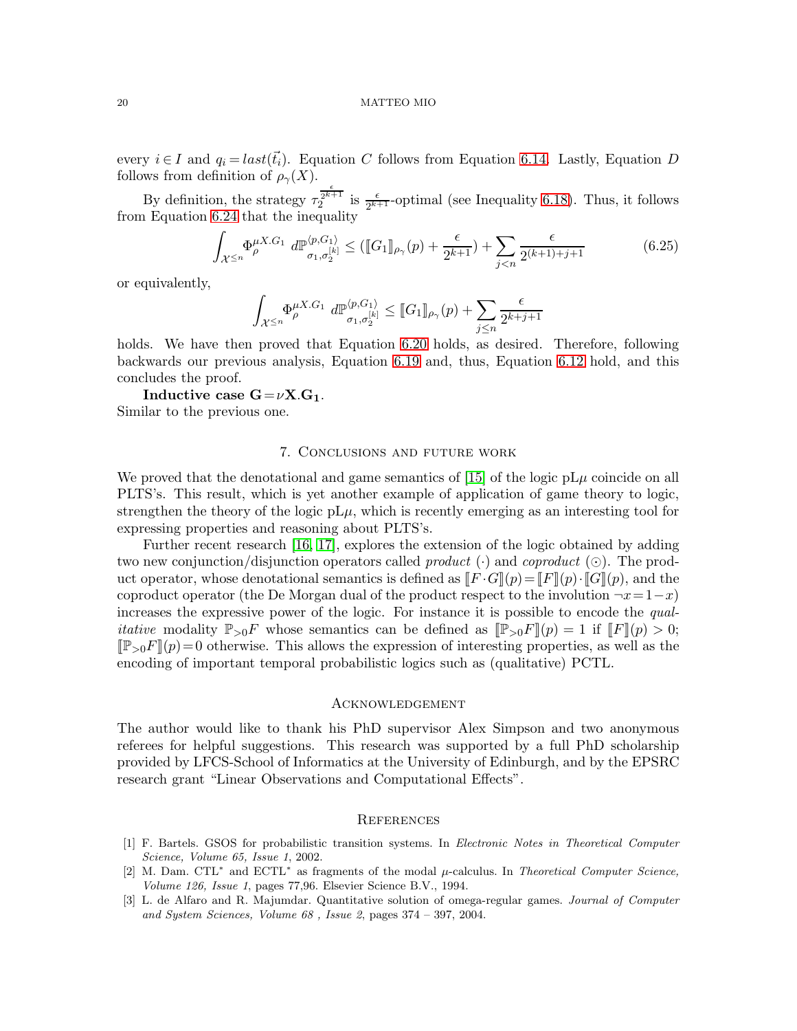every $i \in I$ and $q_i = last(\vec{t_i})$. Equation $C$ follows from Equation 6.14. Lastly, Equation $D$ follows from definition of $\rho_\gamma(X)$.

By definition, the strategy $\tau_2^{\frac{\epsilon}{2^{k+1}}}$ is $\frac{\epsilon}{2^{k+1}}$-optimal (see Inequality 6.18). Thus, it follows from Equation 6.24 that the inequality

$$\int_{\mathcal{X}^{\leq n}} \Phi_\rho^{\mu X.G_1} \, d\mathbb{P}^{\langle p,G_1 \rangle}_{\sigma_1, \sigma_2^{[k]}} \leq (\llbracket G_1 \rrbracket_{\rho_\gamma}(p) + \frac{\epsilon}{2^{k+1}}) + \sum_{j<n} \frac{\epsilon}{2^{(k+1)+j+1}} \tag{6.25}$$

or equivalently,

$$\int_{\mathcal{X}^{\leq n}} \Phi_\rho^{\mu X.G_1} \, d\mathbb{P}^{\langle p,G_1 \rangle}_{\sigma_1, \sigma_2^{[k]}} \leq \llbracket G_1 \rrbracket_{\rho_\gamma}(p) + \sum_{j\leq n} \frac{\epsilon}{2^{k+j+1}}$$

holds. We have then proved that Equation 6.20 holds, as desired. Therefore, following backwards our previous analysis, Equation 6.19 and, thus, Equation 6.12 hold, and this concludes the proof.

**Inductive case $\mathbf{G = \nu X.G_1}$.**
Similar to the previous one.

## 7. Conclusions and future work

We proved that the denotational and game semantics of [15] of the logic pL$\mu$ coincide on all PLTS's. This result, which is yet another example of application of game theory to logic, strengthen the theory of the logic pL$\mu$, which is recently emerging as an interesting tool for expressing properties and reasoning about PLTS's.

Further recent research [16, 17], explores the extension of the logic obtained by adding two new conjunction/disjunction operators called *product* ($\cdot$) and *coproduct* ($\odot$). The product operator, whose denotational semantics is defined as $\llbracket F \cdot G \rrbracket(p) = \llbracket F \rrbracket(p) \cdot \llbracket G \rrbracket(p)$, and the coproduct operator (the De Morgan dual of the product respect to the involution $\neg x = 1 - x$) increases the expressive power of the logic. For instance it is possible to encode the *qualitative* modality $\mathbb{P}_{>0}F$ whose semantics can be defined as $\llbracket \mathbb{P}_{>0}F \rrbracket(p) = 1$ if $\llbracket F \rrbracket(p) > 0$; $\llbracket \mathbb{P}_{>0}F \rrbracket(p) = 0$ otherwise. This allows the expression of interesting properties, as well as the encoding of important temporal probabilistic logics such as (qualitative) PCTL.

## Acknowledgement

The author would like to thank his PhD supervisor Alex Simpson and two anonymous referees for helpful suggestions. This research was supported by a full PhD scholarship provided by LFCS-School of Informatics at the University of Edinburgh, and by the EPSRC research grant "Linear Observations and Computational Effects".

## References

[1] F. Bartels. GSOS for probabilistic transition systems. In *Electronic Notes in Theoretical Computer Science, Volume 65, Issue 1*, 2002.

[2] M. Dam. CTL* and ECTL* as fragments of the modal $\mu$-calculus. In *Theoretical Computer Science, Volume 126, Issue 1*, pages 77,96. Elsevier Science B.V., 1994.

[3] L. de Alfaro and R. Majumdar. Quantitative solution of omega-regular games. *Journal of Computer and System Sciences, Volume 68 , Issue 2*, pages 374 – 397, 2004.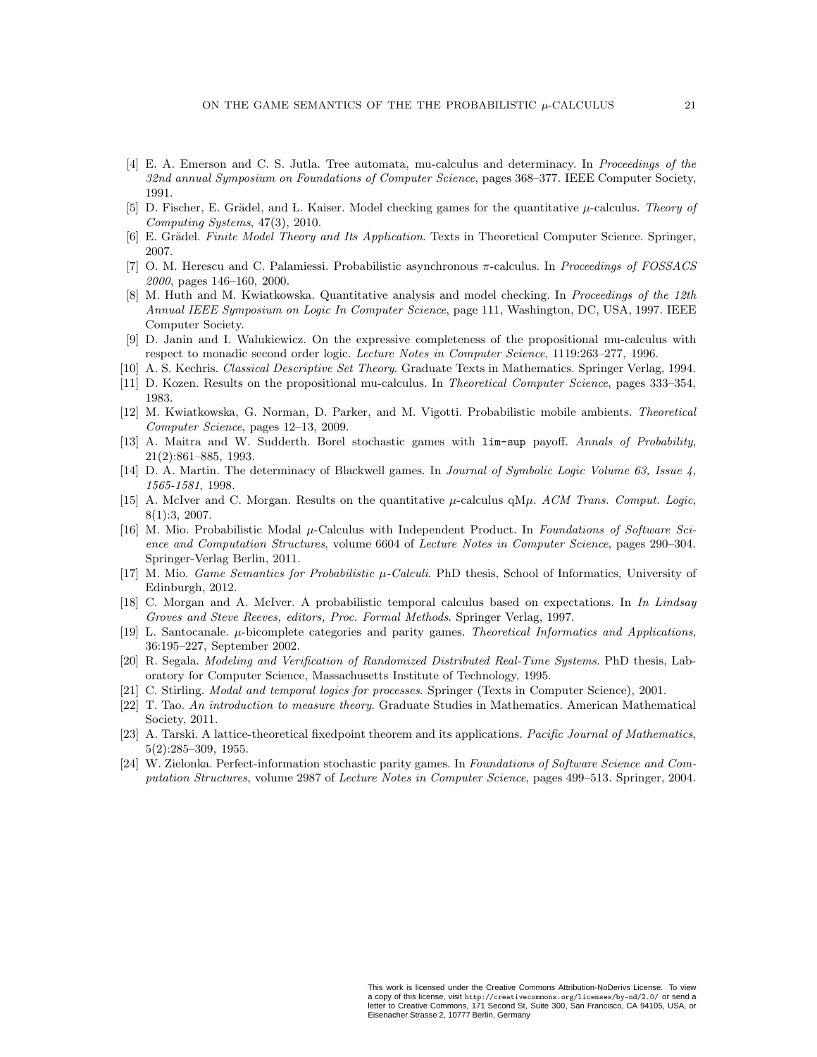[4] E. A. Emerson and C. S. Jutla. Tree automata, mu-calculus and determinacy. In *Proceedings of the 32nd annual Symposium on Foundations of Computer Science*, pages 368–377. IEEE Computer Society, 1991.

[5] D. Fischer, E. Grädel, and L. Kaiser. Model checking games for the quantitative $\mu$-calculus. *Theory of Computing Systems*, 47(3), 2010.

[6] E. Grädel. *Finite Model Theory and Its Application*. Texts in Theoretical Computer Science. Springer, 2007.

[7] O. M. Herescu and C. Palamiessi. Probabilistic asynchronous $\pi$-calculus. In *Proceedings of FOSSACS 2000*, pages 146–160, 2000.

[8] M. Huth and M. Kwiatkowska. Quantitative analysis and model checking. In *Proceedings of the 12th Annual IEEE Symposium on Logic In Computer Science*, page 111, Washington, DC, USA, 1997. IEEE Computer Society.

[9] D. Janin and I. Walukiewicz. On the expressive completeness of the propositional mu-calculus with respect to monadic second order logic. *Lecture Notes in Computer Science*, 1119:263–277, 1996.

[10] A. S. Kechris. *Classical Descriptive Set Theory*. Graduate Texts in Mathematics. Springer Verlag, 1994.

[11] D. Kozen. Results on the propositional mu-calculus. In *Theoretical Computer Science*, pages 333–354, 1983.

[12] M. Kwiatkowska, G. Norman, D. Parker, and M. Vigotti. Probabilistic mobile ambients. *Theoretical Computer Science*, pages 12–13, 2009.

[13] A. Maitra and W. Sudderth. Borel stochastic games with `lim-sup` payoff. *Annals of Probability*, 21(2):861–885, 1993.

[14] D. A. Martin. The determinacy of Blackwell games. In *Journal of Symbolic Logic Volume 63, Issue 4, 1565-1581*, 1998.

[15] A. McIver and C. Morgan. Results on the quantitative $\mu$-calculus qM$\mu$. *ACM Trans. Comput. Logic*, 8(1):3, 2007.

[16] M. Mio. Probabilistic Modal $\mu$-Calculus with Independent Product. In *Foundations of Software Science and Computation Structures*, volume 6604 of *Lecture Notes in Computer Science*, pages 290–304. Springer-Verlag Berlin, 2011.

[17] M. Mio. *Game Semantics for Probabilistic $\mu$-Calculi*. PhD thesis, School of Informatics, University of Edinburgh, 2012.

[18] C. Morgan and A. McIver. A probabilistic temporal calculus based on expectations. In *In Lindsay Groves and Steve Reeves, editors, Proc. Formal Methods*. Springer Verlag, 1997.

[19] L. Santocanale. $\mu$-bicomplete categories and parity games. *Theoretical Informatics and Applications*, 36:195–227, September 2002.

[20] R. Segala. *Modeling and Verification of Randomized Distributed Real-Time Systems*. PhD thesis, Laboratory for Computer Science, Massachusetts Institute of Technology, 1995.

[21] C. Stirling. *Modal and temporal logics for processes*. Springer (Texts in Computer Science), 2001.

[22] T. Tao. *An introduction to measure theory*. Graduate Studies in Mathematics. American Mathematical Society, 2011.

[23] A. Tarski. A lattice-theoretical fixedpoint theorem and its applications. *Pacific Journal of Mathematics*, 5(2):285–309, 1955.

[24] W. Zielonka. Perfect-information stochastic parity games. In *Foundations of Software Science and Computation Structures*, volume 2987 of *Lecture Notes in Computer Science*, pages 499–513. Springer, 2004.

This work is licensed under the Creative Commons Attribution-NoDerivs License. To view a copy of this license, visit `http://creativecommons.org/licenses/by-nd/2.0/` or send a letter to Creative Commons, 171 Second St, Suite 300, San Francisco, CA 94105, USA, or Eisenacher Strasse 2, 10777 Berlin, Germany